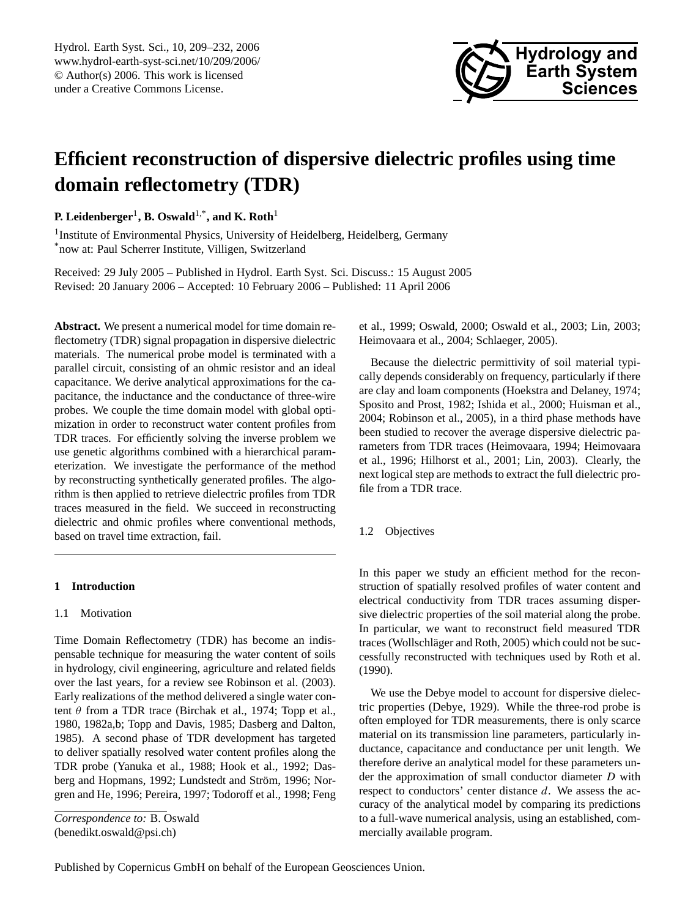# Efficient reconstruction of dispersive dielectric profiles using time domain reflectometry (TDR)

**P. Leidenberger**[1], **B. Oswald**[1,*], **and K. Roth**[1]

[1]Institute of Environmental Physics, University of Heidelberg, Heidelberg, Germany
[*]now at: Paul Scherrer Institute, Villigen, Switzerland

Received: 29 July 2005 – Published in Hydrol. Earth Syst. Sci. Discuss.: 15 August 2005
Revised: 20 January 2006 – Accepted: 10 February 2006 – Published: 11 April 2006

**Abstract.** We present a numerical model for time domain reflectometry (TDR) signal propagation in dispersive dielectric materials. The numerical probe model is terminated with a parallel circuit, consisting of an ohmic resistor and an ideal capacitance. We derive analytical approximations for the capacitance, the inductance and the conductance of three-wire probes. We couple the time domain model with global optimization in order to reconstruct water content profiles from TDR traces. For efficiently solving the inverse problem we use genetic algorithms combined with a hierarchical parameterization. We investigate the performance of the method by reconstructing synthetically generated profiles. The algorithm is then applied to retrieve dielectric profiles from TDR traces measured in the field. We succeed in reconstructing dielectric and ohmic profiles where conventional methods, based on travel time extraction, fail.

## 1 Introduction

### 1.1 Motivation

Time Domain Reflectometry (TDR) has become an indispensable technique for measuring the water content of soils in hydrology, civil engineering, agriculture and related fields over the last years, for a review see Robinson et al. (2003). Early realizations of the method delivered a single water content $\theta$ from a TDR trace (Birchak et al., 1974; Topp et al., 1980, 1982a,b; Topp and Davis, 1985; Dasberg and Dalton, 1985). A second phase of TDR development has targeted to deliver spatially resolved water content profiles along the TDR probe (Yanuka et al., 1988; Hook et al., 1992; Dasberg and Hopmans, 1992; Lundstedt and Ström, 1996; Norgren and He, 1996; Pereira, 1997; Todoroff et al., 1998; Feng et al., 1999; Oswald, 2000; Oswald et al., 2003; Lin, 2003; Heimovaara et al., 2004; Schlaeger, 2005).

Because the dielectric permittivity of soil material typically depends considerably on frequency, particularly if there are clay and loam components (Hoekstra and Delaney, 1974; Sposito and Prost, 1982; Ishida et al., 2000; Huisman et al., 2004; Robinson et al., 2005), in a third phase methods have been studied to recover the average dispersive dielectric parameters from TDR traces (Heimovaara, 1994; Heimovaara et al., 1996; Hilhorst et al., 2001; Lin, 2003). Clearly, the next logical step are methods to extract the full dielectric profile from a TDR trace.

### 1.2 Objectives

In this paper we study an efficient method for the reconstruction of spatially resolved profiles of water content and electrical conductivity from TDR traces assuming dispersive dielectric properties of the soil material along the probe. In particular, we want to reconstruct field measured TDR traces (Wollschläger and Roth, 2005) which could not be successfully reconstructed with techniques used by Roth et al. (1990).

We use the Debye model to account for dispersive dielectric properties (Debye, 1929). While the three-rod probe is often employed for TDR measurements, there is only scarce material on its transmission line parameters, particularly inductance, capacitance and conductance per unit length. We therefore derive an analytical model for these parameters under the approximation of small conductor diameter $D$ with respect to conductors' center distance $d$. We assess the accuracy of the analytical model by comparing its predictions to a full-wave numerical analysis, using an established, commercially available program.

*Correspondence to:* B. Oswald
(benedikt.oswald@psi.ch)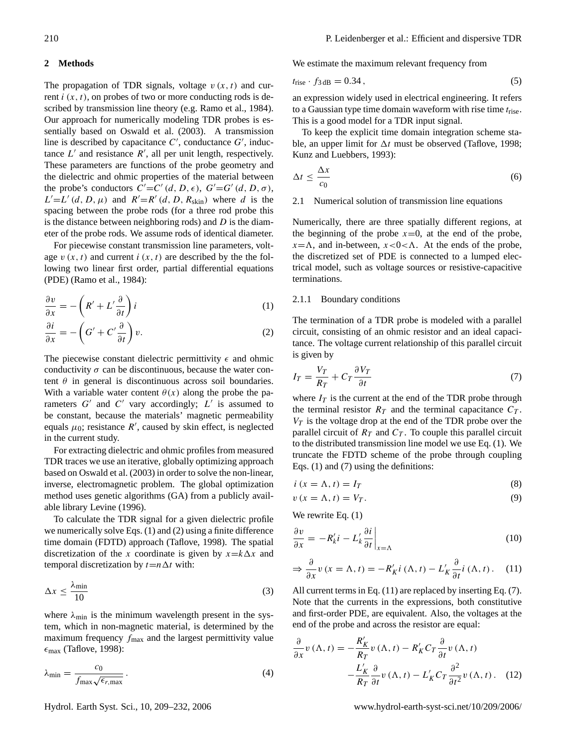## 2 Methods

The propagation of TDR signals, voltage $v(x,t)$ and current $i(x,t)$, on probes of two or more conducting rods is described by transmission line theory (e.g. Ramo et al., 1984). Our approach for numerically modeling TDR probes is essentially based on Oswald et al. (2003). A transmission line is described by capacitance $C'$, conductance $G'$, inductance $L'$ and resistance $R'$, all per unit length, respectively. These parameters are functions of the probe geometry and the dielectric and ohmic properties of the material between the probe's conductors $C'=C'(d,D,\epsilon)$, $G'=G'(d,D,\sigma)$, $L'=L'(d,D,\mu)$ and $R'=R'(d,D,R_{\text{skin}})$ where $d$ is the spacing between the probe rods (for a three rod probe this is the distance between neighboring rods) and $D$ is the diameter of the probe rods. We assume rods of identical diameter.

For piecewise constant transmission line parameters, voltage $v(x,t)$ and current $i(x,t)$ are described by the the following two linear first order, partial differential equations (PDE) (Ramo et al., 1984):

$$\frac{\partial v}{\partial x} = -\left(R' + L'\frac{\partial}{\partial t}\right) i \tag{1}$$

$$\frac{\partial i}{\partial x} = -\left(G' + C'\frac{\partial}{\partial t}\right) v. \tag{2}$$

The piecewise constant dielectric permittivity $\epsilon$ and ohmic conductivity $\sigma$ can be discontinuous, because the water content $\theta$ in general is discontinuous across soil boundaries. With a variable water content $\theta(x)$ along the probe the parameters $G'$ and $C'$ vary accordingly; $L'$ is assumed to be constant, because the materials' magnetic permeability equals $\mu_0$; resistance $R'$, caused by skin effect, is neglected in the current study.

For extracting dielectric and ohmic profiles from measured TDR traces we use an iterative, globally optimizing approach based on Oswald et al. (2003) in order to solve the non-linear, inverse, electromagnetic problem. The global optimization method uses genetic algorithms (GA) from a publicly available library Levine (1996).

To calculate the TDR signal for a given dielectric profile we numerically solve Eqs. (1) and (2) using a finite difference time domain (FDTD) approach (Taflove, 1998). The spatial discretization of the $x$ coordinate is given by $x=k\Delta x$ and temporal discretization by $t=n\Delta t$ with:

$$\Delta x \leq \frac{\lambda_{\min}}{10} \tag{3}$$

where $\lambda_{\min}$ is the minimum wavelength present in the system, which in non-magnetic material, is determined by the maximum frequency $f_{\max}$ and the largest permittivity value $\epsilon_{\max}$ (Taflove, 1998):

$$\lambda_{\min} = \frac{c_0}{f_{\max}\sqrt{\epsilon_{r,\max}}}. \tag{4}$$

We estimate the maximum relevant frequency from

$$t_{\text{rise}} \cdot f_{3\,\text{dB}} = 0.34, \tag{5}$$

an expression widely used in electrical engineering. It refers to a Gaussian type time domain waveform with rise time $t_{\text{rise}}$. This is a good model for a TDR input signal.

To keep the explicit time domain integration scheme stable, an upper limit for $\Delta t$ must be observed (Taflove, 1998; Kunz and Luebbers, 1993):

$$\Delta t \leq \frac{\Delta x}{c_0} \tag{6}$$

### 2.1 Numerical solution of transmission line equations

Numerically, there are three spatially different regions, at the beginning of the probe $x=0$, at the end of the probe, $x=\Lambda$, and in-between, $x<0<\Lambda$. At the ends of the probe, the discretized set of PDE is connected to a lumped electrical model, such as voltage sources or resistive-capacitive terminations.

#### 2.1.1 Boundary conditions

The termination of a TDR probe is modeled with a parallel circuit, consisting of an ohmic resistor and an ideal capacitance. The voltage current relationship of this parallel circuit is given by

$$I_T = \frac{V_T}{R_T} + C_T\frac{\partial V_T}{\partial t} \tag{7}$$

where $I_T$ is the current at the end of the TDR probe through the terminal resistor $R_T$ and the terminal capacitance $C_T$. $V_T$ is the voltage drop at the end of the TDR probe over the parallel circuit of $R_T$ and $C_T$. To couple this parallel circuit to the distributed transmission line model we use Eq. (1). We truncate the FDTD scheme of the probe through coupling Eqs. (1) and (7) using the definitions:

$$i(x=\Lambda,t) = I_T \tag{8}$$

$$v(x=\Lambda,t) = V_T. \tag{9}$$

We rewrite Eq. (1)

$$\frac{\partial v}{\partial x} = -R'_k i - L'_k\frac{\partial i}{\partial t}\bigg|_{x=\Lambda} \tag{10}$$

$$\Rightarrow \frac{\partial}{\partial x}v(x=\Lambda,t) = -R'_K i(\Lambda,t) - L'_K\frac{\partial}{\partial t}i(\Lambda,t). \tag{11}$$

All current terms in Eq. (11) are replaced by inserting Eq. (7). Note that the currents in the expressions, both constitutive and first-order PDE, are equivalent. Also, the voltages at the end of the probe and across the resistor are equal:

$$\frac{\partial}{\partial x}v(\Lambda,t) = -\frac{R'_K}{R_T}v(\Lambda,t) - R'_K C_T\frac{\partial}{\partial t}v(\Lambda,t) - \frac{L'_K}{R_T}\frac{\partial}{\partial t}v(\Lambda,t) - L'_K C_T\frac{\partial^2}{\partial t^2}v(\Lambda,t). \tag{12}$$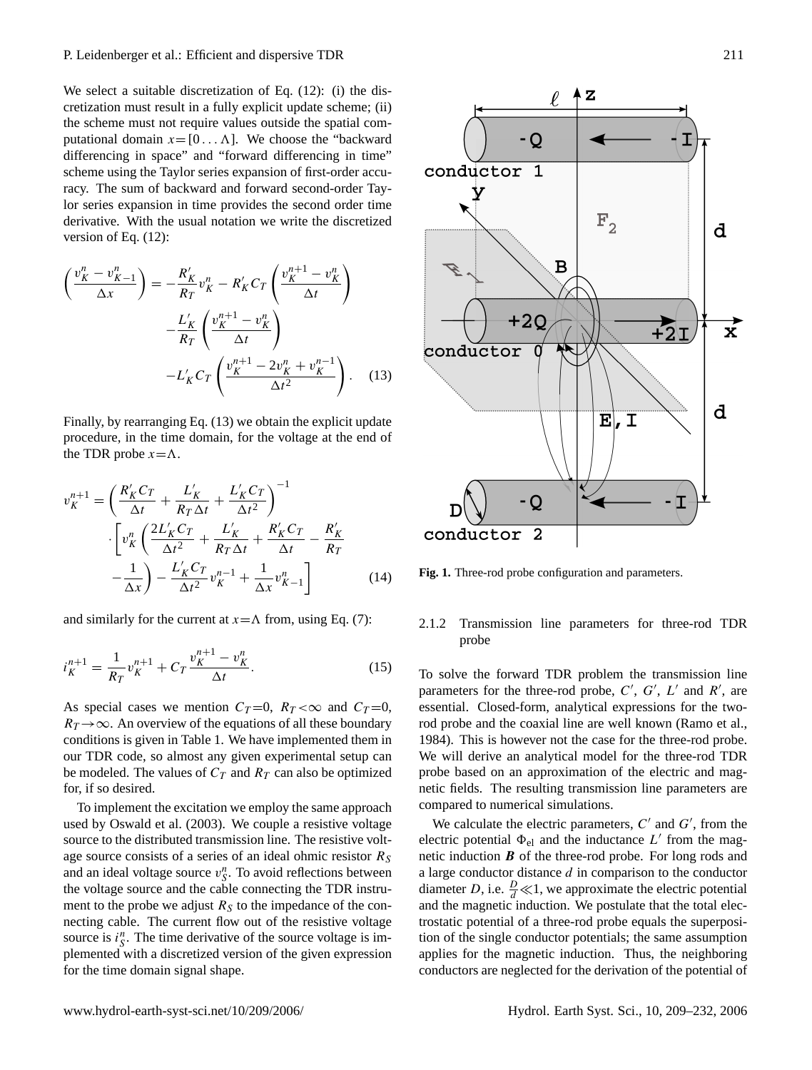We select a suitable discretization of Eq. (12): (i) the discretization must result in a fully explicit update scheme; (ii) the scheme must not require values outside the spatial computational domain $x=[0\ldots\Lambda]$. We choose the "backward differencing in space" and "forward differencing in time" scheme using the Taylor series expansion of first-order accuracy. The sum of backward and forward second-order Taylor series expansion in time provides the second order time derivative. With the usual notation we write the discretized version of Eq. (12):

$$\left(\frac{v_K^n - v_{K-1}^n}{\Delta x}\right) = -\frac{R'_K}{R_T} v_K^n - R'_K C_T \left(\frac{v_K^{n+1} - v_K^n}{\Delta t}\right) - \frac{L'_K}{R_T}\left(\frac{v_K^{n+1} - v_K^n}{\Delta t}\right) - L'_K C_T \left(\frac{v_K^{n+1} - 2v_K^n + v_K^{n-1}}{\Delta t^2}\right). \quad (13)$$

Finally, by rearranging Eq. (13) we obtain the explicit update procedure, in the time domain, for the voltage at the end of the TDR probe $x=\Lambda$.

$$v_K^{n+1} = \left(\frac{R'_K C_T}{\Delta t} + \frac{L'_K}{R_T \Delta t} + \frac{L'_K C_T}{\Delta t^2}\right)^{-1} \cdot \left[ v_K^n \left(\frac{2L'_K C_T}{\Delta t^2} + \frac{L'_K}{R_T \Delta t} + \frac{R'_K C_T}{\Delta t} - \frac{R'_K}{R_T} - \frac{1}{\Delta x}\right) - \frac{L'_K C_T}{\Delta t^2} v_K^{n-1} + \frac{1}{\Delta x} v_{K-1}^n \right] \quad (14)$$

and similarly for the current at $x=\Lambda$ from, using Eq. (7):

$$i_K^{n+1} = \frac{1}{R_T} v_K^{n+1} + C_T \frac{v_K^{n+1} - v_K^n}{\Delta t}. \quad (15)$$

As special cases we mention $C_T=0$, $R_T<\infty$ and $C_T=0$, $R_T\to\infty$. An overview of the equations of all these boundary conditions is given in Table 1. We have implemented them in our TDR code, so almost any given experimental setup can be modeled. The values of $C_T$ and $R_T$ can also be optimized for, if so desired.

To implement the excitation we employ the same approach used by Oswald et al. (2003). We couple a resistive voltage source to the distributed transmission line. The resistive voltage source consists of a series of an ideal ohmic resistor $R_S$ and an ideal voltage source $v_S^n$. To avoid reflections between the voltage source and the cable connecting the TDR instrument to the probe we adjust $R_S$ to the impedance of the connecting cable. The current flow out of the resistive voltage source is $i_S^n$. The time derivative of the source voltage is implemented with a discretized version of the given expression for the time domain signal shape.

**Fig. 1.** Three-rod probe configuration and parameters.

### 2.1.2 Transmission line parameters for three-rod TDR probe

To solve the forward TDR problem the transmission line parameters for the three-rod probe, $C'$, $G'$, $L'$ and $R'$, are essential. Closed-form, analytical expressions for the two-rod probe and the coaxial line are well known (Ramo et al., 1984). This is however not the case for the three-rod probe. We will derive an analytical model for the three-rod TDR probe based on an approximation of the electric and magnetic fields. The resulting transmission line parameters are compared to numerical simulations.

We calculate the electric parameters, $C'$ and $G'$, from the electric potential $\Phi_{\text{el}}$ and the inductance $L'$ from the magnetic induction $\boldsymbol{B}$ of the three-rod probe. For long rods and a large conductor distance $d$ in comparison to the conductor diameter $D$, i.e. $\frac{D}{d}\ll 1$, we approximate the electric potential and the magnetic induction. We postulate that the total electrostatic potential of a three-rod probe equals the superposition of the single conductor potentials; the same assumption applies for the magnetic induction. Thus, the neighboring conductors are neglected for the derivation of the potential of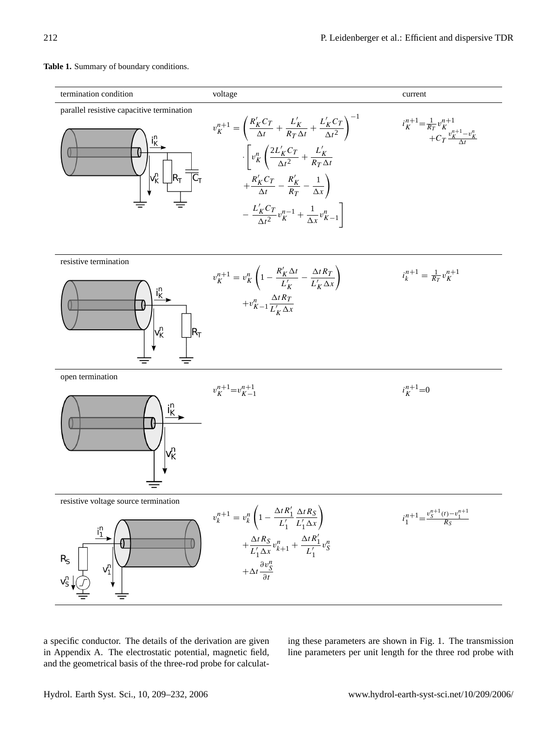**Table 1.** Summary of boundary conditions.

| termination condition | voltage | current |
|---|---|---|
| parallel resistive capacitive termination | $v_K^{n+1} = \left(\frac{R'_K C_T}{\Delta t} + \frac{L'_K}{R_T \Delta t} + \frac{L'_K C_T}{\Delta t^2}\right)^{-1} \cdot \left[ v_K^n \left( \frac{2L'_K C_T}{\Delta t^2} + \frac{L'_K}{R_T \Delta t} + \frac{R'_K C_T}{\Delta t} - \frac{R'_K}{R_T} - \frac{1}{\Delta x} \right) - \frac{L'_K C_T}{\Delta t^2} v_K^{n-1} + \frac{1}{\Delta x} v_{K-1}^n \right]$ | $i_K^{n+1} = \frac{1}{R_T} v_K^{n+1} + C_T \frac{v_K^{n+1} - v_K^n}{\Delta t}$ |
| resistive termination | $v_K^{n+1} = v_K^n \left(1 - \frac{R'_K \Delta t}{L'_K} - \frac{\Delta t R_T}{L'_K \Delta x}\right) + v_{K-1}^n \frac{\Delta t R_T}{L'_K \Delta x}$ | $i_k^{n+1} = \frac{1}{R_T} v_K^{n+1}$ |
| open termination | $v_K^{n+1} = v_{K-1}^{n+1}$ | $i_K^{n+1} = 0$ |
| resistive voltage source termination | $v_k^{n+1} = v_k^n \left(1 - \frac{\Delta t R'_1}{L'_1} \frac{\Delta t R_S}{L'_1 \Delta x}\right) + \frac{\Delta t R_S}{L'_1 \Delta x} v_{k+1}^n + \frac{\Delta t R'_1}{L'_1} v_S^n + \Delta t \frac{\partial v_S^n}{\partial t}$ | $i_1^{n+1} = \frac{v_S^{n+1}(t) - v_1^{n+1}}{R_S}$ |

a specific conductor. The details of the derivation are given in Appendix A. The electrostatic potential, magnetic field, and the geometrical basis of the three-rod probe for calculating these parameters are shown in Fig. 1. The transmission line parameters per unit length for the three rod probe with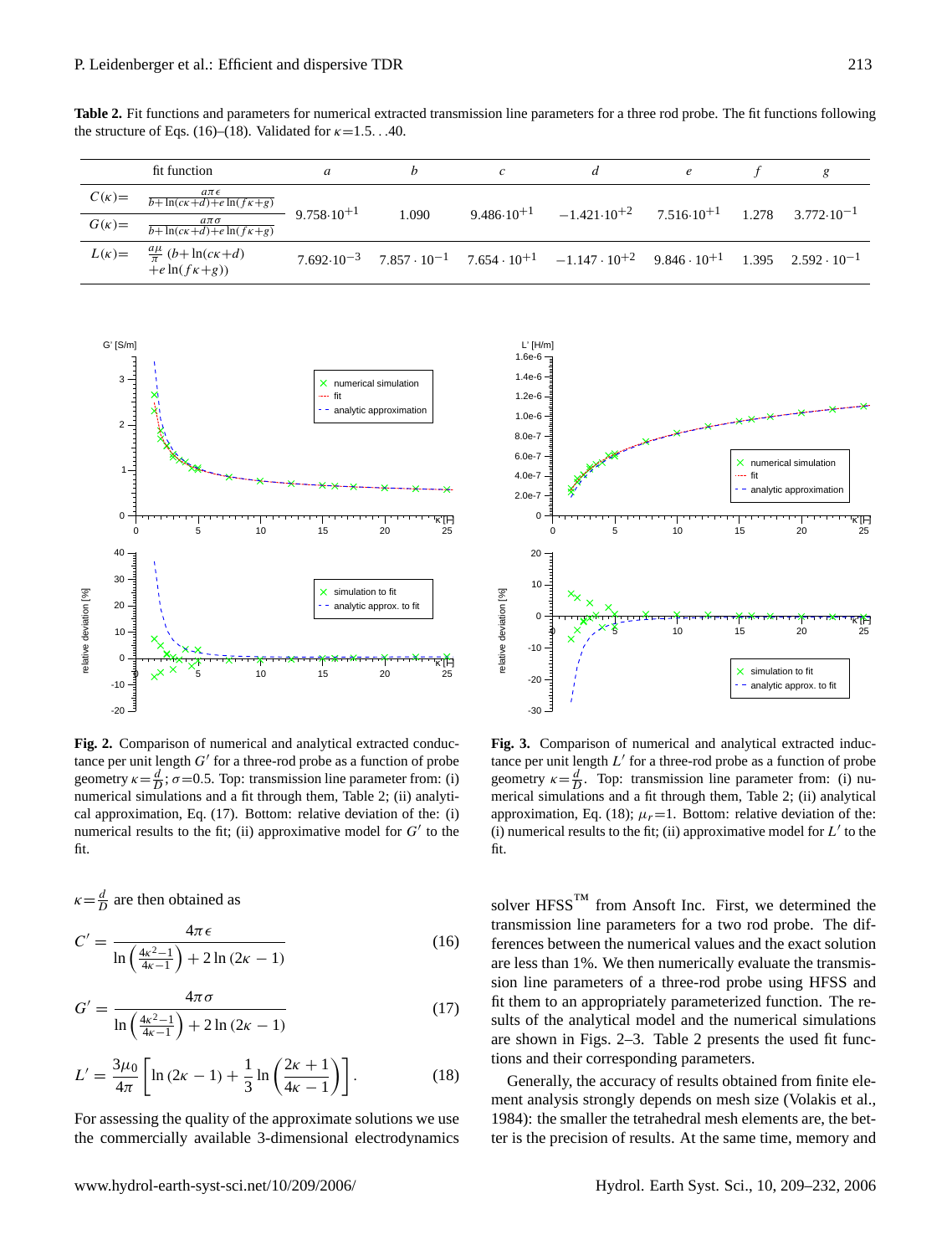**Table 2.** Fit functions and parameters for numerical extracted transmission line parameters for a three rod probe. The fit functions following the structure of Eqs. (16)–(18). Validated for $\kappa$=1.5...40.

| | fit function | $a$ | $b$ | $c$ | $d$ | $e$ | $f$ | $g$ |
|---|---|---|---|---|---|---|---|---|
| $C(\kappa)=$ | $\frac{a\pi\epsilon}{b+\ln(c\kappa+d)+e\ln(f\kappa+g)}$ | $9.758\cdot10^{+1}$ | 1.090 | $9.486\cdot10^{+1}$ | $-1.421\cdot10^{+2}$ | $7.516\cdot10^{+1}$ | 1.278 | $3.772\cdot10^{-1}$ |
| $G(\kappa)=$ | $\frac{a\pi\sigma}{b+\ln(c\kappa+d)+e\ln(f\kappa+g)}$ | | | | | | | |
| $L(\kappa)=$ | $\frac{a\mu}{\pi}\,(b+\ln(c\kappa+d)+e\ln(f\kappa+g))$ | $7.692\cdot10^{-3}$ | $7.857\cdot10^{-1}$ | $7.654\cdot10^{+1}$ | $-1.147\cdot10^{+2}$ | $9.846\cdot10^{+1}$ | 1.395 | $2.592\cdot10^{-1}$ |

**Fig. 2.** Comparison of numerical and analytical extracted conductance per unit length $G'$ for a three-rod probe as a function of probe geometry $\kappa=\frac{d}{D}$; $\sigma$=0.5. Top: transmission line parameter from: (i) numerical simulations and a fit through them, Table 2; (ii) analytical approximation, Eq. (17). Bottom: relative deviation of the: (i) numerical results to the fit; (ii) approximative model for $G'$ to the fit.

**Fig. 3.** Comparison of numerical and analytical extracted inductance per unit length $L'$ for a three-rod probe as a function of probe geometry $\kappa=\frac{d}{D}$. Top: transmission line parameter from: (i) numerical simulations and a fit through them, Table 2; (ii) analytical approximation, Eq. (18); $\mu_r$=1. Bottom: relative deviation of the: (i) numerical results to the fit; (ii) approximative model for $L'$ to the fit.

$\kappa=\frac{d}{D}$ are then obtained as

$$C' = \frac{4\pi\epsilon}{\ln\left(\frac{4\kappa^2-1}{4\kappa-1}\right)+2\ln(2\kappa-1)} \tag{16}$$

$$G' = \frac{4\pi\sigma}{\ln\left(\frac{4\kappa^2-1}{4\kappa-1}\right)+2\ln(2\kappa-1)} \tag{17}$$

$$L' = \frac{3\mu_0}{4\pi}\left[\ln(2\kappa-1)+\frac{1}{3}\ln\left(\frac{2\kappa+1}{4\kappa-1}\right)\right]. \tag{18}$$

For assessing the quality of the approximate solutions we use the commercially available 3-dimensional electrodynamics solver HFSS™ from Ansoft Inc. First, we determined the transmission line parameters for a two rod probe. The differences between the numerical values and the exact solution are less than 1%. We then numerically evaluate the transmission line parameters of a three-rod probe using HFSS and fit them to an appropriately parameterized function. The results of the analytical model and the numerical simulations are shown in Figs. 2–3. Table 2 presents the used fit functions and their corresponding parameters.

Generally, the accuracy of results obtained from finite element analysis strongly depends on mesh size (Volakis et al., 1984): the smaller the tetrahedral mesh elements are, the better is the precision of results. At the same time, memory and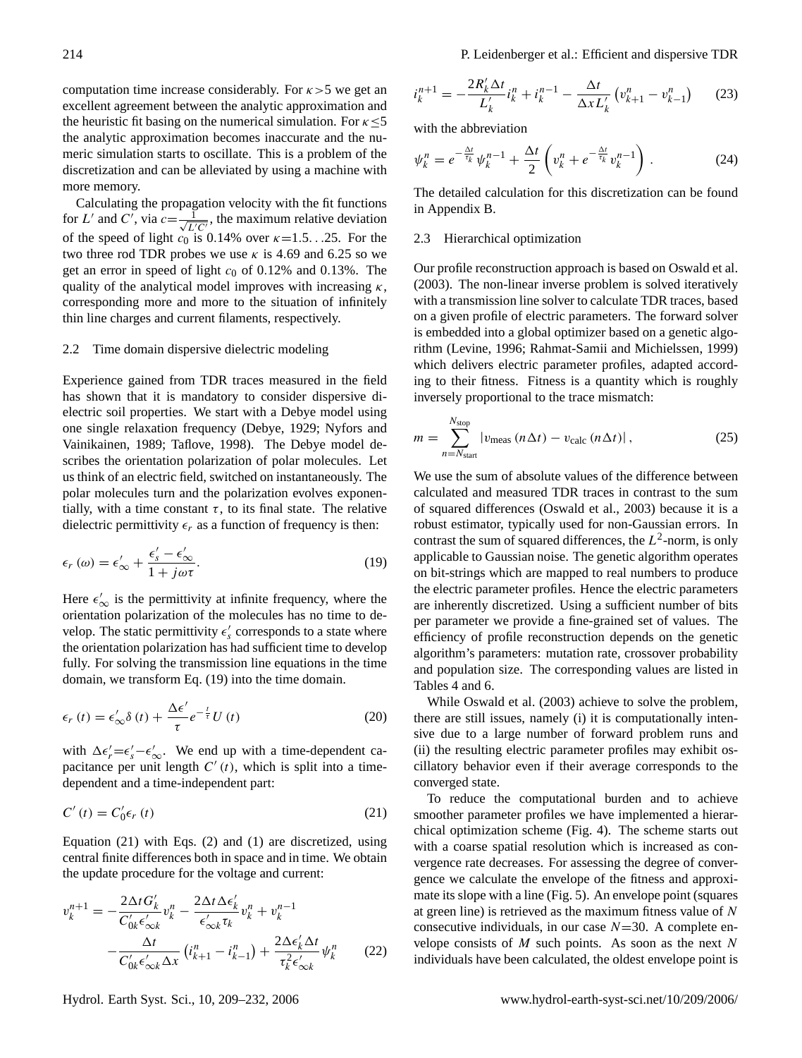computation time increase considerably. For $\kappa > 5$ we get an excellent agreement between the analytic approximation and the heuristic fit basing on the numerical simulation. For $\kappa \leq 5$ the analytic approximation becomes inaccurate and the numeric simulation starts to oscillate. This is a problem of the discretization and can be alleviated by using a machine with more memory.

Calculating the propagation velocity with the fit functions for $L'$ and $C'$, via $c = \frac{1}{\sqrt{L'C'}}$, the maximum relative deviation of the speed of light $c_0$ is 0.14% over $\kappa = 1.5 \ldots 25$. For the two three rod TDR probes we use $\kappa$ is 4.69 and 6.25 so we get an error in speed of light $c_0$ of 0.12% and 0.13%. The quality of the analytical model improves with increasing $\kappa$, corresponding more and more to the situation of infinitely thin line charges and current filaments, respectively.

### 2.2 Time domain dispersive dielectric modeling

Experience gained from TDR traces measured in the field has shown that it is mandatory to consider dispersive dielectric soil properties. We start with a Debye model using one single relaxation frequency (Debye, 1929; Nyfors and Vainikainen, 1989; Taflove, 1998). The Debye model describes the orientation polarization of polar molecules. Let us think of an electric field, switched on instantaneously. The polar molecules turn and the polarization evolves exponentially, with a time constant $\tau$, to its final state. The relative dielectric permittivity $\epsilon_r$ as a function of frequency is then:

$$\epsilon_r(\omega) = \epsilon'_\infty + \frac{\epsilon'_s - \epsilon'_\infty}{1 + j\omega\tau}. \tag{19}$$

Here $\epsilon'_\infty$ is the permittivity at infinite frequency, where the orientation polarization of the molecules has no time to develop. The static permittivity $\epsilon'_s$ corresponds to a state where the orientation polarization has had sufficient time to develop fully. For solving the transmission line equations in the time domain, we transform Eq. (19) into the time domain.

$$\epsilon_r(t) = \epsilon'_\infty \delta(t) + \frac{\Delta\epsilon'}{\tau} e^{-\frac{t}{\tau}} U(t) \tag{20}$$

with $\Delta\epsilon'_r = \epsilon'_s - \epsilon'_\infty$. We end up with a time-dependent capacitance per unit length $C'(t)$, which is split into a time-dependent and a time-independent part:

$$C'(t) = C'_0 \epsilon_r(t) \tag{21}$$

Equation (21) with Eqs. (2) and (1) are discretized, using central finite differences both in space and in time. We obtain the update procedure for the voltage and current:

$$v_k^{n+1} = -\frac{2\Delta t G'_k}{C'_{0k}\epsilon'_{\infty k}} v_k^n - \frac{2\Delta t \Delta\epsilon'_k}{\epsilon'_{\infty k}\tau_k} v_k^n + v_k^{n-1} - \frac{\Delta t}{C'_{0k}\epsilon'_{\infty k}\Delta x}\left(i_{k+1}^n - i_{k-1}^n\right) + \frac{2\Delta\epsilon'_k \Delta t}{\tau_k^2 \epsilon'_{\infty k}} \psi_k^n \tag{22}$$

$$i_k^{n+1} = -\frac{2R'_k \Delta t}{L'_k} i_k^n + i_k^{n-1} - \frac{\Delta t}{\Delta x L'_k}\left(v_{k+1}^n - v_{k-1}^n\right) \tag{23}$$

with the abbreviation

$$\psi_k^n = e^{-\frac{\Delta t}{\tau_k}} \psi_k^{n-1} + \frac{\Delta t}{2}\left(v_k^n + e^{-\frac{\Delta t}{\tau_k}} v_k^{n-1}\right). \tag{24}$$

The detailed calculation for this discretization can be found in Appendix B.

### 2.3 Hierarchical optimization

Our profile reconstruction approach is based on Oswald et al. (2003). The non-linear inverse problem is solved iteratively with a transmission line solver to calculate TDR traces, based on a given profile of electric parameters. The forward solver is embedded into a global optimizer based on a genetic algorithm (Levine, 1996; Rahmat-Samii and Michielssen, 1999) which delivers electric parameter profiles, adapted according to their fitness. Fitness is a quantity which is roughly inversely proportional to the trace mismatch:

$$m = \sum_{n=N_{\text{start}}}^{N_{\text{stop}}} \left| v_{\text{meas}}(n\Delta t) - v_{\text{calc}}(n\Delta t) \right|, \tag{25}$$

We use the sum of absolute values of the difference between calculated and measured TDR traces in contrast to the sum of squared differences (Oswald et al., 2003) because it is a robust estimator, typically used for non-Gaussian errors. In contrast the sum of squared differences, the $L^2$-norm, is only applicable to Gaussian noise. The genetic algorithm operates on bit-strings which are mapped to real numbers to produce the electric parameter profiles. Hence the electric parameters are inherently discretized. Using a sufficient number of bits per parameter we provide a fine-grained set of values. The efficiency of profile reconstruction depends on the genetic algorithm's parameters: mutation rate, crossover probability and population size. The corresponding values are listed in Tables 4 and 6.

While Oswald et al. (2003) achieve to solve the problem, there are still issues, namely (i) it is computationally intensive due to a large number of forward problem runs and (ii) the resulting electric parameter profiles may exhibit oscillatory behavior even if their average corresponds to the converged state.

To reduce the computational burden and to achieve smoother parameter profiles we have implemented a hierarchical optimization scheme (Fig. 4). The scheme starts out with a coarse spatial resolution which is increased as convergence rate decreases. For assessing the degree of convergence we calculate the envelope of the fitness and approximate its slope with a line (Fig. 5). An envelope point (squares at green line) is retrieved as the maximum fitness value of $N$ consecutive individuals, in our case $N=30$. A complete envelope consists of $M$ such points. As soon as the next $N$ individuals have been calculated, the oldest envelope point is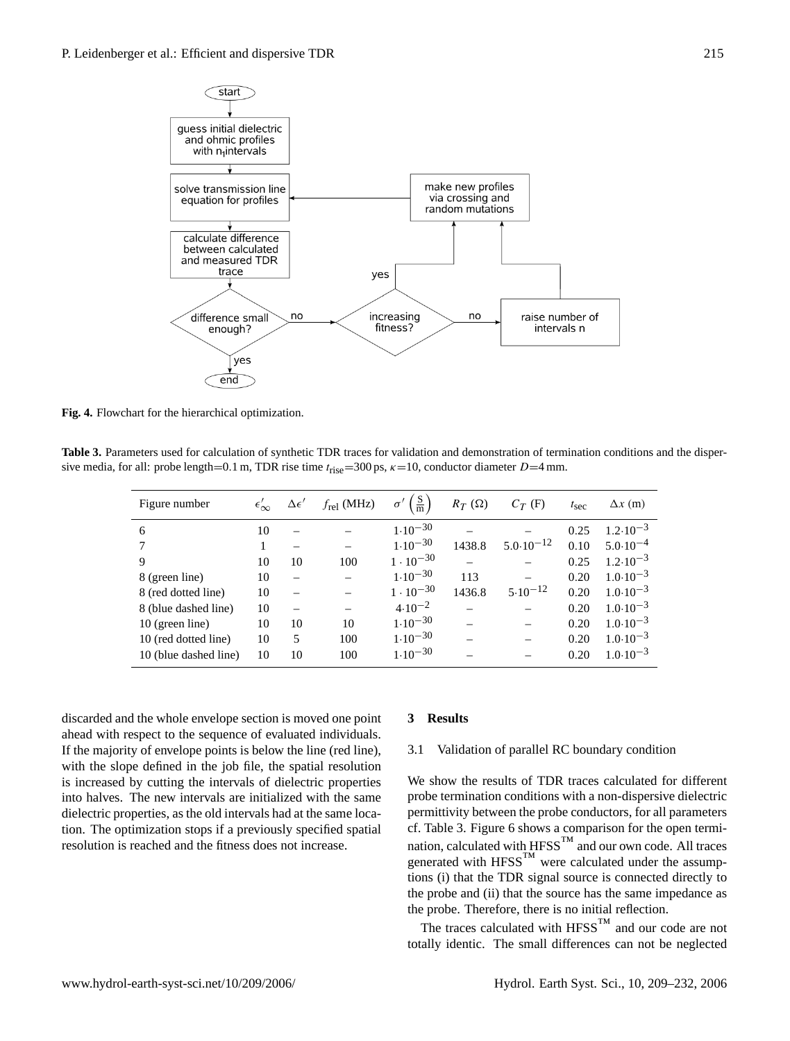**Fig. 4.** Flowchart for the hierarchical optimization.

**Table 3.** Parameters used for calculation of synthetic TDR traces for validation and demonstration of termination conditions and the dispersive media, for all: probe length=0.1 m, TDR rise time $t_{\text{rise}}$=300 ps, $\kappa$=10, conductor diameter $D$=4 mm.

| Figure number | $\epsilon'_\infty$ | $\Delta\epsilon'$ | $f_{\text{rel}}$ (MHz) | $\sigma'\left(\frac{\text{S}}{\text{m}}\right)$ | $R_T$ ($\Omega$) | $C_T$ (F) | $t_{\text{sec}}$ | $\Delta x$ (m) |
|---|---|---|---|---|---|---|---|---|
| 6 | 10 | – | – | $1{\cdot}10^{-30}$ | – | – | 0.25 | $1.2{\cdot}10^{-3}$ |
| 7 | 1 | – | – | $1{\cdot}10^{-30}$ | 1438.8 | $5.0{\cdot}10^{-12}$ | 0.10 | $5.0{\cdot}10^{-4}$ |
| 9 | 10 | 10 | 100 | $1\cdot10^{-30}$ | – | – | 0.25 | $1.2{\cdot}10^{-3}$ |
| 8 (green line) | 10 | – | – | $1{\cdot}10^{-30}$ | 113 | – | 0.20 | $1.0{\cdot}10^{-3}$ |
| 8 (red dotted line) | 10 | – | – | $1\cdot10^{-30}$ | 1436.8 | $5{\cdot}10^{-12}$ | 0.20 | $1.0{\cdot}10^{-3}$ |
| 8 (blue dashed line) | 10 | – | – | $4{\cdot}10^{-2}$ | – | – | 0.20 | $1.0{\cdot}10^{-3}$ |
| 10 (green line) | 10 | 10 | 10 | $1{\cdot}10^{-30}$ | – | – | 0.20 | $1.0{\cdot}10^{-3}$ |
| 10 (red dotted line) | 10 | 5 | 100 | $1{\cdot}10^{-30}$ | – | – | 0.20 | $1.0{\cdot}10^{-3}$ |
| 10 (blue dashed line) | 10 | 10 | 100 | $1{\cdot}10^{-30}$ | – | – | 0.20 | $1.0{\cdot}10^{-3}$ |

discarded and the whole envelope section is moved one point ahead with respect to the sequence of evaluated individuals. If the majority of envelope points is below the line (red line), with the slope defined in the job file, the spatial resolution is increased by cutting the intervals of dielectric properties into halves. The new intervals are initialized with the same dielectric properties, as the old intervals had at the same location. The optimization stops if a previously specified spatial resolution is reached and the fitness does not increase.

## 3 Results

### 3.1 Validation of parallel RC boundary condition

We show the results of TDR traces calculated for different probe termination conditions with a non-dispersive dielectric permittivity between the probe conductors, for all parameters cf. Table 3. Figure 6 shows a comparison for the open termination, calculated with HFSS™ and our own code. All traces generated with HFSS™ were calculated under the assumptions (i) that the TDR signal source is connected directly to the probe and (ii) that the source has the same impedance as the probe. Therefore, there is no initial reflection.

The traces calculated with HFSS™ and our code are not totally identic. The small differences can not be neglected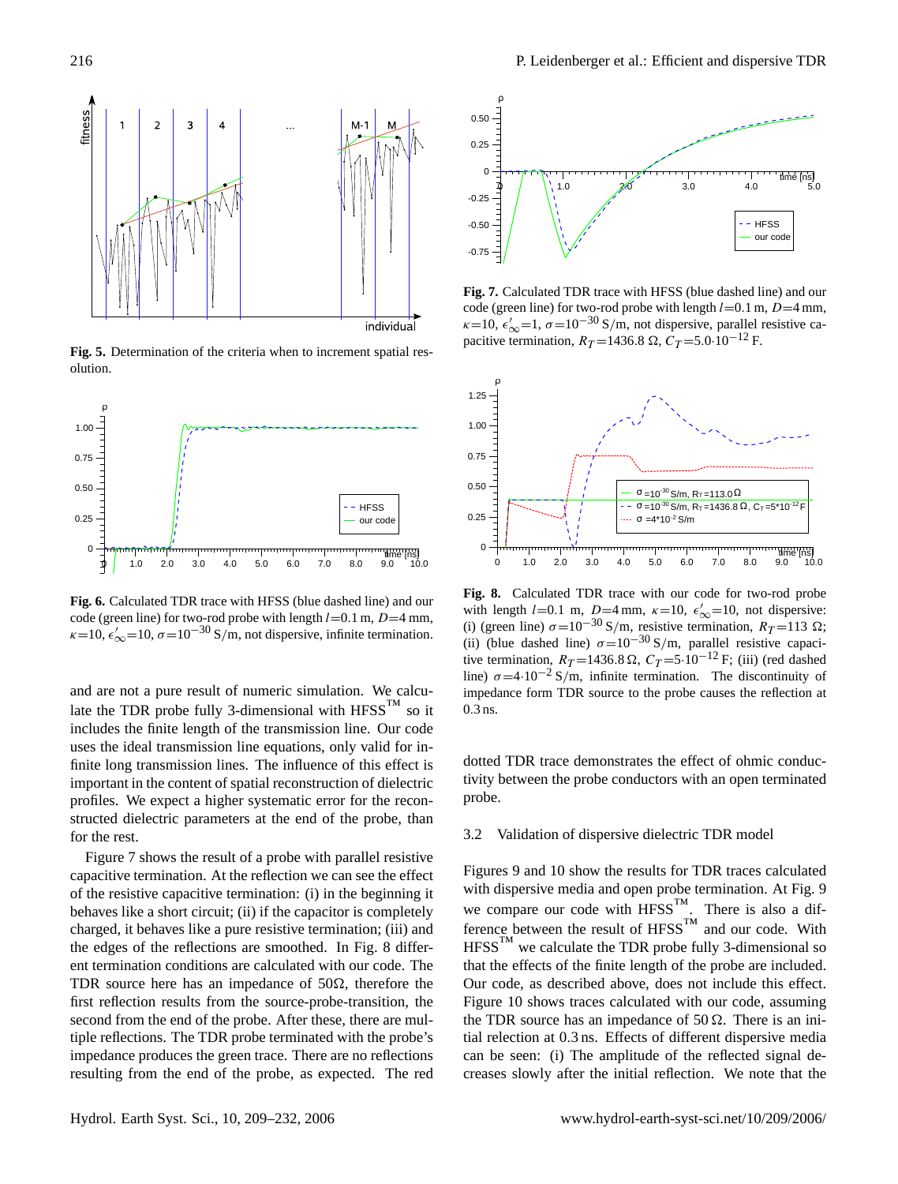**Fig. 5.** Determination of the criteria when to increment spatial resolution.

**Fig. 6.** Calculated TDR trace with HFSS (blue dashed line) and our code (green line) for two-rod probe with length $l$=0.1 m, $D$=4 mm, $\kappa$=10, $\epsilon'_\infty$=10, $\sigma$=$10^{-30}$ S/m, not dispersive, infinite termination.

and are not a pure result of numeric simulation. We calculate the TDR probe fully 3-dimensional with HFSS™ so it includes the finite length of the transmission line. Our code uses the ideal transmission line equations, only valid for infinite long transmission lines. The influence of this effect is important in the content of spatial reconstruction of dielectric profiles. We expect a higher systematic error for the reconstructed dielectric parameters at the end of the probe, than for the rest.

Figure 7 shows the result of a probe with parallel resistive capacitive termination. At the reflection we can see the effect of the resistive capacitive termination: (i) in the beginning it behaves like a short circuit; (ii) if the capacitor is completely charged, it behaves like a pure resistive termination; (iii) and the edges of the reflections are smoothed. In Fig. 8 different termination conditions are calculated with our code. The TDR source here has an impedance of 50Ω, therefore the first reflection results from the source-probe-transition, the second from the end of the probe. After these, there are multiple reflections. The TDR probe terminated with the probe's impedance produces the green trace. There are no reflections resulting from the end of the probe, as expected. The red

**Fig. 7.** Calculated TDR trace with HFSS (blue dashed line) and our code (green line) for two-rod probe with length $l$=0.1 m, $D$=4 mm, $\kappa$=10, $\epsilon'_\infty$=1, $\sigma$=$10^{-30}$ S/m, not dispersive, parallel resistive capacitive termination, $R_T$=1436.8 Ω, $C_T$=5.0·$10^{-12}$ F.

**Fig. 8.** Calculated TDR trace with our code for two-rod probe with length $l$=0.1 m, $D$=4 mm, $\kappa$=10, $\epsilon'_\infty$=10, not dispersive: (i) (green line) $\sigma$=$10^{-30}$ S/m, resistive termination, $R_T$=113 Ω; (ii) (blue dashed line) $\sigma$=$10^{-30}$ S/m, parallel resistive capacitive termination, $R_T$=1436.8 Ω, $C_T$=5·$10^{-12}$ F; (iii) (red dashed line) $\sigma$=4·$10^{-2}$ S/m, infinite termination. The discontinuity of impedance form TDR source to the probe causes the reflection at 0.3 ns.

dotted TDR trace demonstrates the effect of ohmic conductivity between the probe conductors with an open terminated probe.

### 3.2 Validation of dispersive dielectric TDR model

Figures 9 and 10 show the results for TDR traces calculated with dispersive media and open probe termination. At Fig. 9 we compare our code with HFSS™. There is also a difference between the result of HFSS™ and our code. With HFSS™ we calculate the TDR probe fully 3-dimensional so that the effects of the finite length of the probe are included. Our code, as described above, does not include this effect. Figure 10 shows traces calculated with our code, assuming the TDR source has an impedance of 50 Ω. There is an initial relection at 0.3 ns. Effects of different dispersive media can be seen: (i) The amplitude of the reflected signal decreases slowly after the initial reflection. We note that the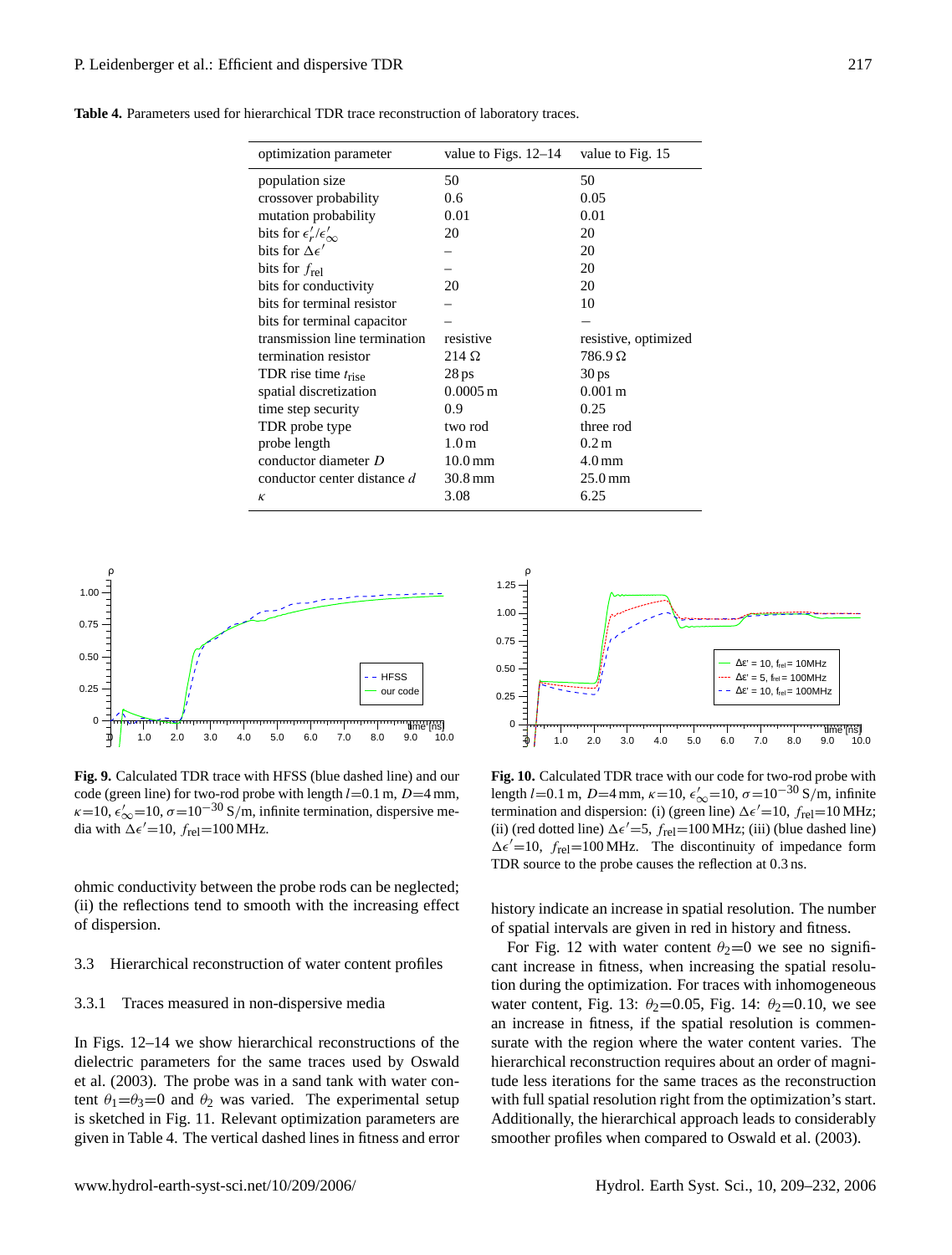**Table 4.** Parameters used for hierarchical TDR trace reconstruction of laboratory traces.

| optimization parameter | value to Figs. 12–14 | value to Fig. 15 |
|---|---|---|
| population size | 50 | 50 |
| crossover probability | 0.6 | 0.05 |
| mutation probability | 0.01 | 0.01 |
| bits for $\epsilon_r'/\epsilon_\infty'$ | 20 | 20 |
| bits for $\Delta\epsilon'$ | – | 20 |
| bits for $f_{\mathrm{rel}}$ | – | 20 |
| bits for conductivity | 20 | 20 |
| bits for terminal resistor | – | 10 |
| bits for terminal capacitor | – | – |
| transmission line termination | resistive | resistive, optimized |
| termination resistor | 214 Ω | 786.9 Ω |
| TDR rise time $t_{\mathrm{rise}}$ | 28 ps | 30 ps |
| spatial discretization | 0.0005 m | 0.001 m |
| time step security | 0.9 | 0.25 |
| TDR probe type | two rod | three rod |
| probe length | 1.0 m | 0.2 m |
| conductor diameter $D$ | 10.0 mm | 4.0 mm |
| conductor center distance $d$ | 30.8 mm | 25.0 mm |
| $\kappa$ | 3.08 | 6.25 |

**Fig. 9.** Calculated TDR trace with HFSS (blue dashed line) and our code (green line) for two-rod probe with length $l$=0.1 m, $D$=4 mm, $\kappa$=10, $\epsilon_\infty'$=10, $\sigma$=$10^{-30}$ S/m, infinite termination, dispersive media with $\Delta\epsilon'$=10, $f_{\mathrm{rel}}$=100 MHz.

**Fig. 10.** Calculated TDR trace with our code for two-rod probe with length $l$=0.1 m, $D$=4 mm, $\kappa$=10, $\epsilon_\infty'$=10, $\sigma$=$10^{-30}$ S/m, infinite termination and dispersion: (i) (green line) $\Delta\epsilon'$=10, $f_{\mathrm{rel}}$=10 MHz; (ii) (red dotted line) $\Delta\epsilon'$=5, $f_{\mathrm{rel}}$=100 MHz; (iii) (blue dashed line) $\Delta\epsilon'$=10, $f_{\mathrm{rel}}$=100 MHz. The discontinuity of impedance form TDR source to the probe causes the reflection at 0.3 ns.

ohmic conductivity between the probe rods can be neglected; (ii) the reflections tend to smooth with the increasing effect of dispersion.

### 3.3 Hierarchical reconstruction of water content profiles

#### 3.3.1 Traces measured in non-dispersive media

In Figs. 12–14 we show hierarchical reconstructions of the dielectric parameters for the same traces used by Oswald et al. (2003). The probe was in a sand tank with water content $\theta_1$=$\theta_3$=0 and $\theta_2$ was varied. The experimental setup is sketched in Fig. 11. Relevant optimization parameters are given in Table 4. The vertical dashed lines in fitness and error history indicate an increase in spatial resolution. The number of spatial intervals are given in red in history and fitness.

For Fig. 12 with water content $\theta_2$=0 we see no significant increase in fitness, when increasing the spatial resolution during the optimization. For traces with inhomogeneous water content, Fig. 13: $\theta_2$=0.05, Fig. 14: $\theta_2$=0.10, we see an increase in fitness, if the spatial resolution is commensurate with the region where the water content varies. The hierarchical reconstruction requires about an order of magnitude less iterations for the same traces as the reconstruction with full spatial resolution right from the optimization's start. Additionally, the hierarchical approach leads to considerably smoother profiles when compared to Oswald et al. (2003).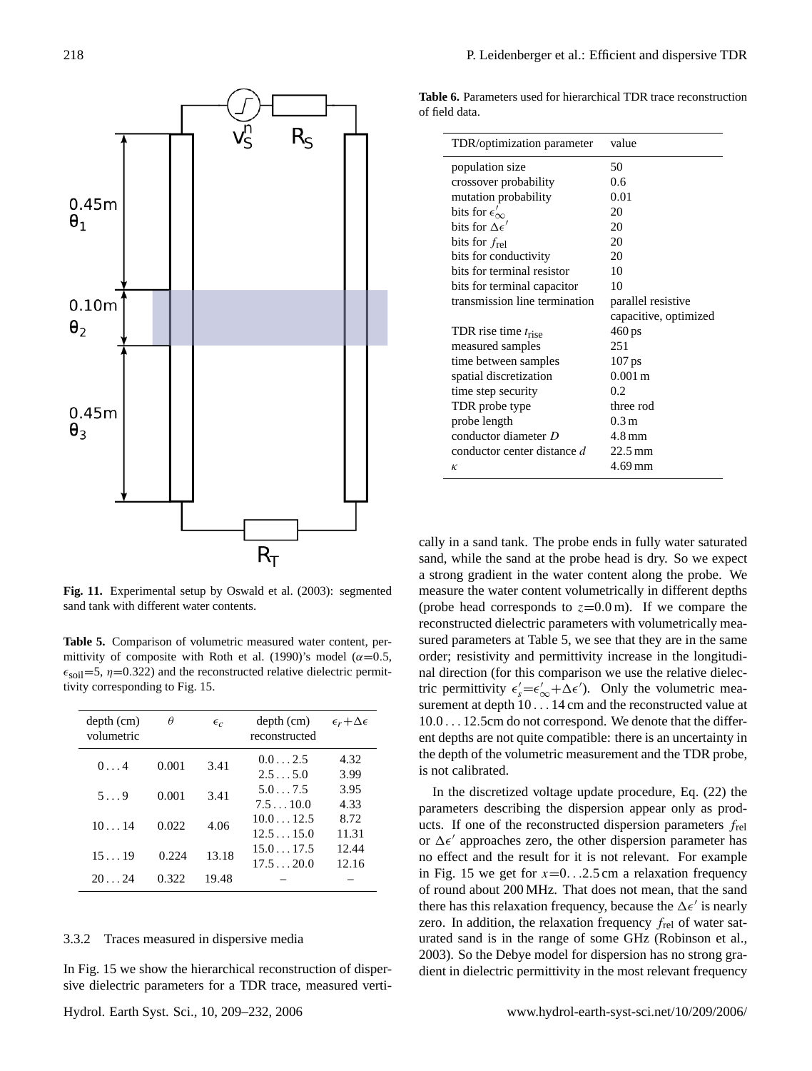Fig. 11. Experimental setup by Oswald et al. (2003): segmented sand tank with different water contents.

**Table 5.** Comparison of volumetric measured water content, permittivity of composite with Roth et al. (1990)'s model ($\alpha$=0.5, $\epsilon_{soil}$=5, $\eta$=0.322) and the reconstructed relative dielectric permittivity corresponding to Fig. 15.

| depth (cm) volumetric | $\theta$ | $\epsilon_c$ | depth (cm) reconstructed | $\epsilon_r+\Delta\epsilon$ |
|---|---|---|---|---|
| 0 . . . 4 | 0.001 | 3.41 | 0.0 . . . 2.5 | 4.32 |
| | | | 2.5 . . . 5.0 | 3.99 |
| 5 . . . 9 | 0.001 | 3.41 | 5.0 . . . 7.5 | 3.95 |
| | | | 7.5 . . . 10.0 | 4.33 |
| 10 . . . 14 | 0.022 | 4.06 | 10.0 . . . 12.5 | 8.72 |
| | | | 12.5 . . . 15.0 | 11.31 |
| 15 . . . 19 | 0.224 | 13.18 | 15.0 . . . 17.5 | 12.44 |
| | | | 17.5 . . . 20.0 | 12.16 |
| 20 . . . 24 | 0.322 | 19.48 | – | – |

**Table 6.** Parameters used for hierarchical TDR trace reconstruction of field data.

| TDR/optimization parameter | value |
|---|---|
| population size | 50 |
| crossover probability | 0.6 |
| mutation probability | 0.01 |
| bits for $\epsilon'_\infty$ | 20 |
| bits for $\Delta\epsilon'$ | 20 |
| bits for $f_{rel}$ | 20 |
| bits for conductivity | 20 |
| bits for terminal resistor | 10 |
| bits for terminal capacitor | 10 |
| transmission line termination | parallel resistive capacitive, optimized |
| TDR rise time $t_{rise}$ | 460 ps |
| measured samples | 251 |
| time between samples | 107 ps |
| spatial discretization | 0.001 m |
| time step security | 0.2 |
| TDR probe type | three rod |
| probe length | 0.3 m |
| conductor diameter $D$ | 4.8 mm |
| conductor center distance $d$ | 22.5 mm |
| $\kappa$ | 4.69 mm |

### 3.3.2 Traces measured in dispersive media

In Fig. 15 we show the hierarchical reconstruction of dispersive dielectric parameters for a TDR trace, measured vertically in a sand tank. The probe ends in fully water saturated sand, while the sand at the probe head is dry. So we expect a strong gradient in the water content along the probe. We measure the water content volumetrically in different depths (probe head corresponds to $z$=0.0 m). If we compare the reconstructed dielectric parameters with volumetrically measured parameters at Table 5, we see that they are in the same order; resistivity and permittivity increase in the longitudinal direction (for this comparison we use the relative dielectric permittivity $\epsilon'_s=\epsilon'_\infty+\Delta\epsilon'$). Only the volumetric measurement at depth 10 . . . 14 cm and the reconstructed value at 10.0 . . . 12.5cm do not correspond. We denote that the different depths are not quite compatible: there is an uncertainty in the depth of the volumetric measurement and the TDR probe, is not calibrated.

In the discretized voltage update procedure, Eq. (22) the parameters describing the dispersion appear only as products. If one of the reconstructed dispersion parameters $f_{rel}$ or $\Delta\epsilon'$ approaches zero, the other dispersion parameter has no effect and the result for it is not relevant. For example in Fig. 15 we get for $x$=0. . .2.5 cm a relaxation frequency of round about 200 MHz. That does not mean, that the sand there has this relaxation frequency, because the $\Delta\epsilon'$ is nearly zero. In addition, the relaxation frequency $f_{rel}$ of water saturated sand is in the range of some GHz (Robinson et al., 2003). So the Debye model for dispersion has no strong gradient in dielectric permittivity in the most relevant frequency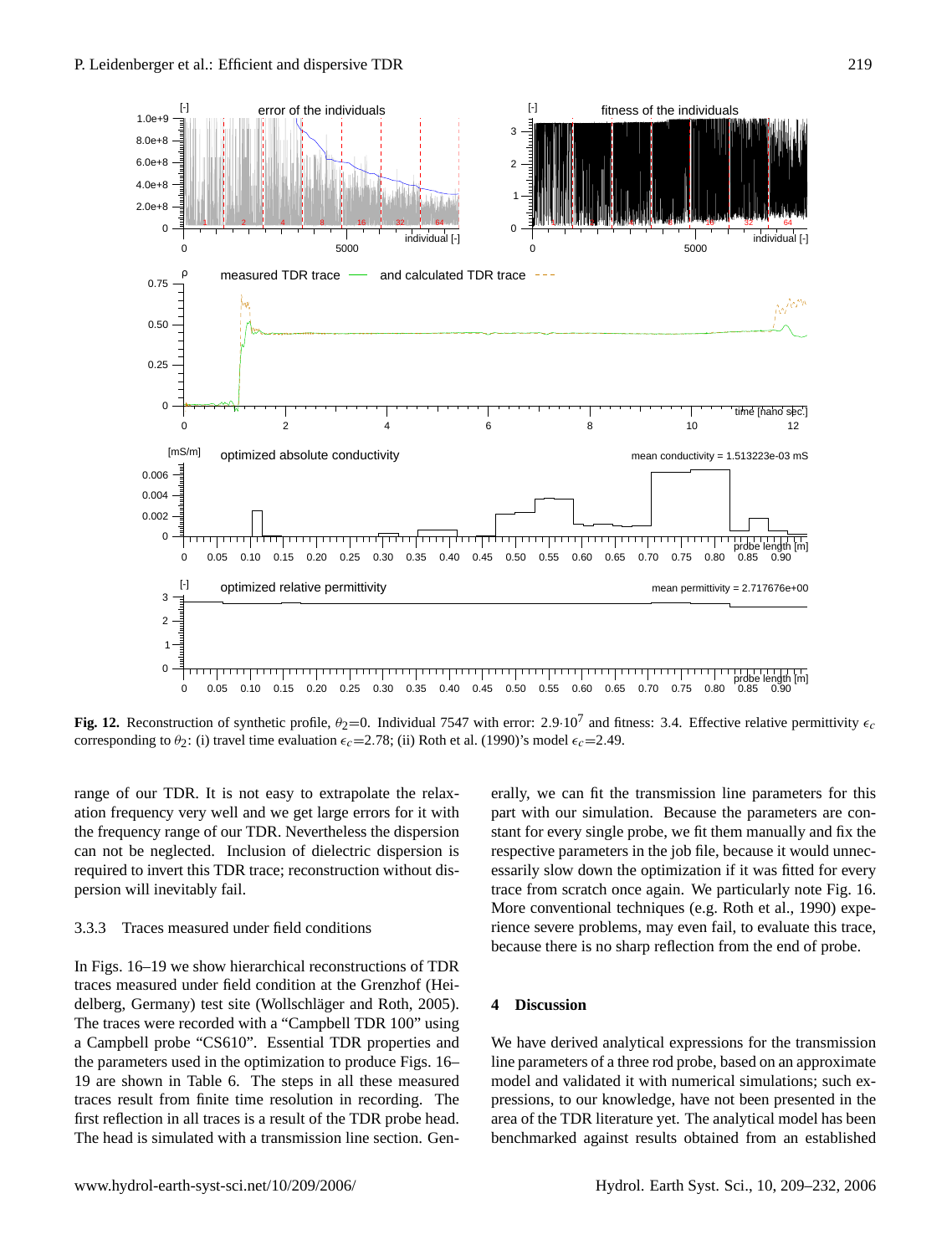**Fig. 12.** Reconstruction of synthetic profile, $\theta_2$=0. Individual 7547 with error: $2.9{\cdot}10^7$ and fitness: 3.4. Effective relative permittivity $\epsilon_c$ corresponding to $\theta_2$: (i) travel time evaluation $\epsilon_c$=2.78; (ii) Roth et al. (1990)'s model $\epsilon_c$=2.49.

range of our TDR. It is not easy to extrapolate the relaxation frequency very well and we get large errors for it with the frequency range of our TDR. Nevertheless the dispersion can not be neglected. Inclusion of dielectric dispersion is required to invert this TDR trace; reconstruction without dispersion will inevitably fail.

### 3.3.3 Traces measured under field conditions

In Figs. 16–19 we show hierarchical reconstructions of TDR traces measured under field condition at the Grenzhof (Heidelberg, Germany) test site (Wollschläger and Roth, 2005). The traces were recorded with a "Campbell TDR 100" using a Campbell probe "CS610". Essential TDR properties and the parameters used in the optimization to produce Figs. 16–19 are shown in Table 6. The steps in all these measured traces result from finite time resolution in recording. The first reflection in all traces is a result of the TDR probe head. The head is simulated with a transmission line section. Generally, we can fit the transmission line parameters for this part with our simulation. Because the parameters are constant for every single probe, we fit them manually and fix the respective parameters in the job file, because it would unnecessarily slow down the optimization if it was fitted for every trace from scratch once again. We particularly note Fig. 16. More conventional techniques (e.g. Roth et al., 1990) experience severe problems, may even fail, to evaluate this trace, because there is no sharp reflection from the end of probe.

## 4 Discussion

We have derived analytical expressions for the transmission line parameters of a three rod probe, based on an approximate model and validated it with numerical simulations; such expressions, to our knowledge, have not been presented in the area of the TDR literature yet. The analytical model has been benchmarked against results obtained from an established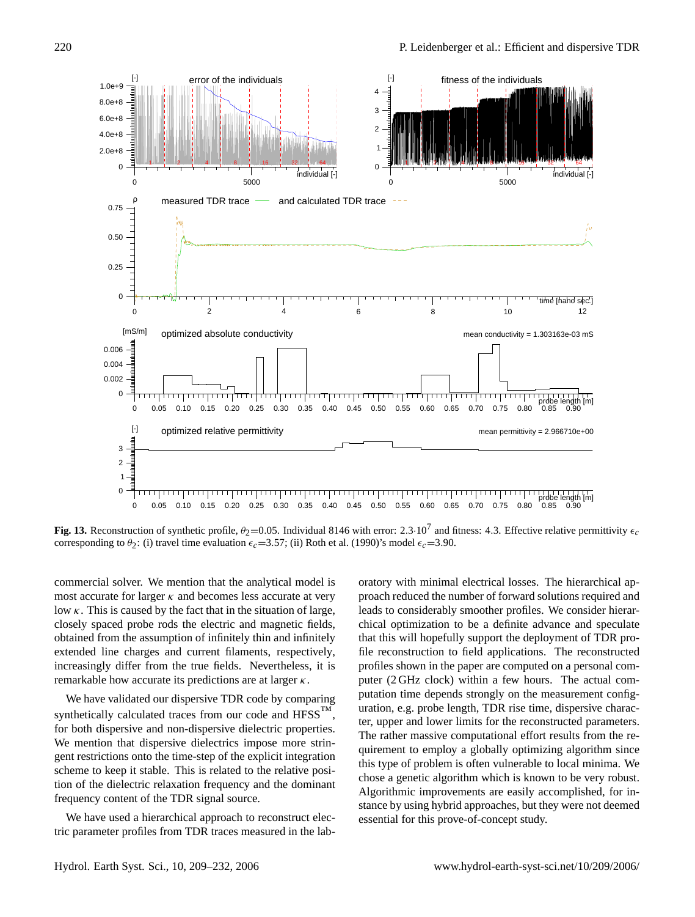**Fig. 13.** Reconstruction of synthetic profile, $\theta_2$=0.05. Individual 8146 with error: $2.3 \cdot 10^7$ and fitness: 4.3. Effective relative permittivity $\epsilon_c$ corresponding to $\theta_2$: (i) travel time evaluation $\epsilon_c$=3.57; (ii) Roth et al. (1990)'s model $\epsilon_c$=3.90.

commercial solver. We mention that the analytical model is most accurate for larger $\kappa$ and becomes less accurate at very low $\kappa$. This is caused by the fact that in the situation of large, closely spaced probe rods the electric and magnetic fields, obtained from the assumption of infinitely thin and infinitely extended line charges and current filaments, respectively, increasingly differ from the true fields. Nevertheless, it is remarkable how accurate its predictions are at larger $\kappa$.

We have validated our dispersive TDR code by comparing synthetically calculated traces from our code and HFSS™, for both dispersive and non-dispersive dielectric properties. We mention that dispersive dielectrics impose more stringent restrictions onto the time-step of the explicit integration scheme to keep it stable. This is related to the relative position of the dielectric relaxation frequency and the dominant frequency content of the TDR signal source.

We have used a hierarchical approach to reconstruct electric parameter profiles from TDR traces measured in the laboratory with minimal electrical losses. The hierarchical approach reduced the number of forward solutions required and leads to considerably smoother profiles. We consider hierarchical optimization to be a definite advance and speculate that this will hopefully support the deployment of TDR profile reconstruction to field applications. The reconstructed profiles shown in the paper are computed on a personal computer (2 GHz clock) within a few hours. The actual computation time depends strongly on the measurement configuration, e.g. probe length, TDR rise time, dispersive character, upper and lower limits for the reconstructed parameters. The rather massive computational effort results from the requirement to employ a globally optimizing algorithm since this type of problem is often vulnerable to local minima. We chose a genetic algorithm which is known to be very robust. Algorithmic improvements are easily accomplished, for instance by using hybrid approaches, but they were not deemed essential for this prove-of-concept study.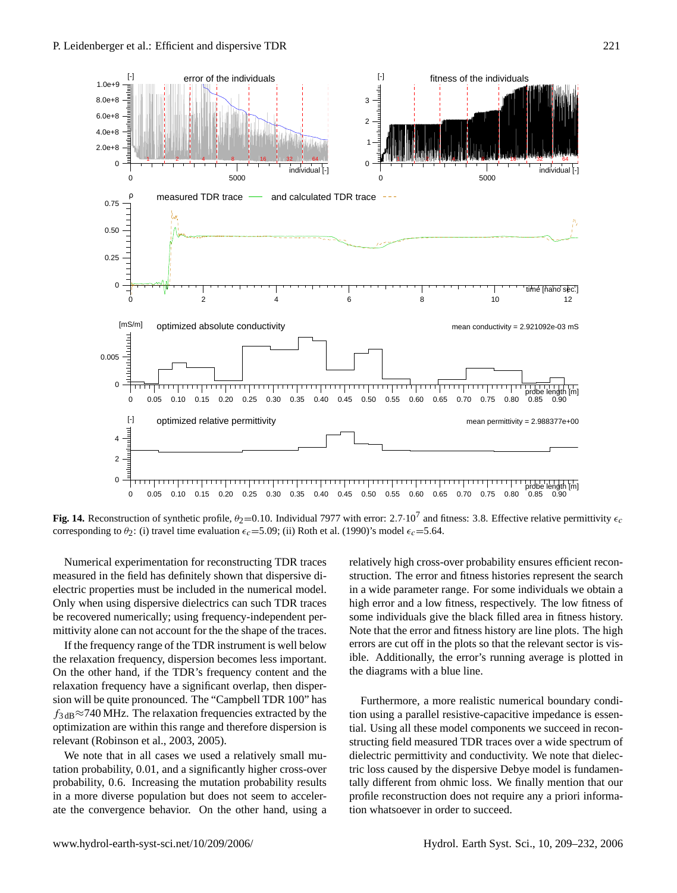**Fig. 14.** Reconstruction of synthetic profile, $\theta_2$=0.10. Individual 7977 with error: $2.7 \cdot 10^7$ and fitness: 3.8. Effective relative permittivity $\epsilon_c$ corresponding to $\theta_2$: (i) travel time evaluation $\epsilon_c$=5.09; (ii) Roth et al. (1990)'s model $\epsilon_c$=5.64.

Numerical experimentation for reconstructing TDR traces measured in the field has definitely shown that dispersive dielectric properties must be included in the numerical model. Only when using dispersive dielectrics can such TDR traces be recovered numerically; using frequency-independent permittivity alone can not account for the the shape of the traces.

If the frequency range of the TDR instrument is well below the relaxation frequency, dispersion becomes less important. On the other hand, if the TDR's frequency content and the relaxation frequency have a significant overlap, then dispersion will be quite pronounced. The "Campbell TDR 100" has $f_{3\,\mathrm{dB}} \approx 740$ MHz. The relaxation frequencies extracted by the optimization are within this range and therefore dispersion is relevant (Robinson et al., 2003, 2005).

We note that in all cases we used a relatively small mutation probability, 0.01, and a significantly higher cross-over probability, 0.6. Increasing the mutation probability results in a more diverse population but does not seem to accelerate the convergence behavior. On the other hand, using a relatively high cross-over probability ensures efficient reconstruction. The error and fitness histories represent the search in a wide parameter range. For some individuals we obtain a high error and a low fitness, respectively. The low fitness of some individuals give the black filled area in fitness history. Note that the error and fitness history are line plots. The high errors are cut off in the plots so that the relevant sector is visible. Additionally, the error's running average is plotted in the diagrams with a blue line.

Furthermore, a more realistic numerical boundary condition using a parallel resistive-capacitive impedance is essential. Using all these model components we succeed in reconstructing field measured TDR traces over a wide spectrum of dielectric permittivity and conductivity. We note that dielectric loss caused by the dispersive Debye model is fundamentally different from ohmic loss. We finally mention that our profile reconstruction does not require any a priori information whatsoever in order to succeed.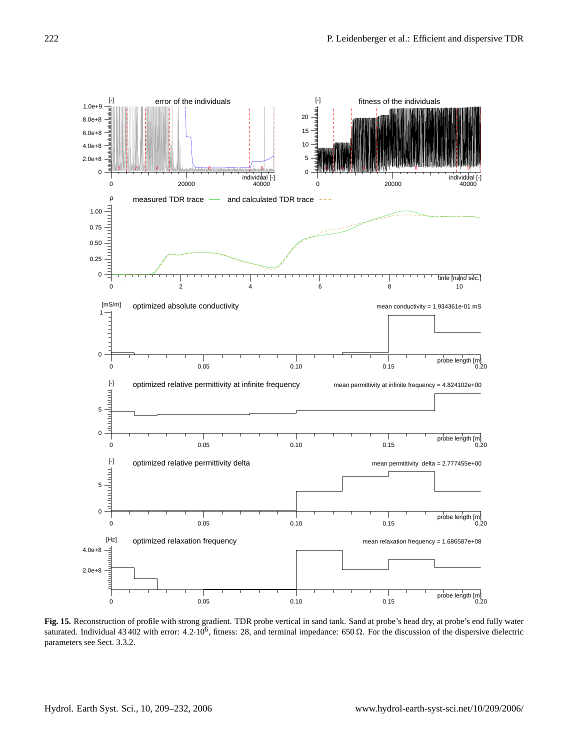**Fig. 15.** Reconstruction of profile with strong gradient. TDR probe vertical in sand tank. Sand at probe's head dry, at probe's end fully water saturated. Individual 43 402 with error: $4.2 \cdot 10^6$, fitness: 28, and terminal impedance: 650 Ω. For the discussion of the dispersive dielectric parameters see Sect. 3.3.2.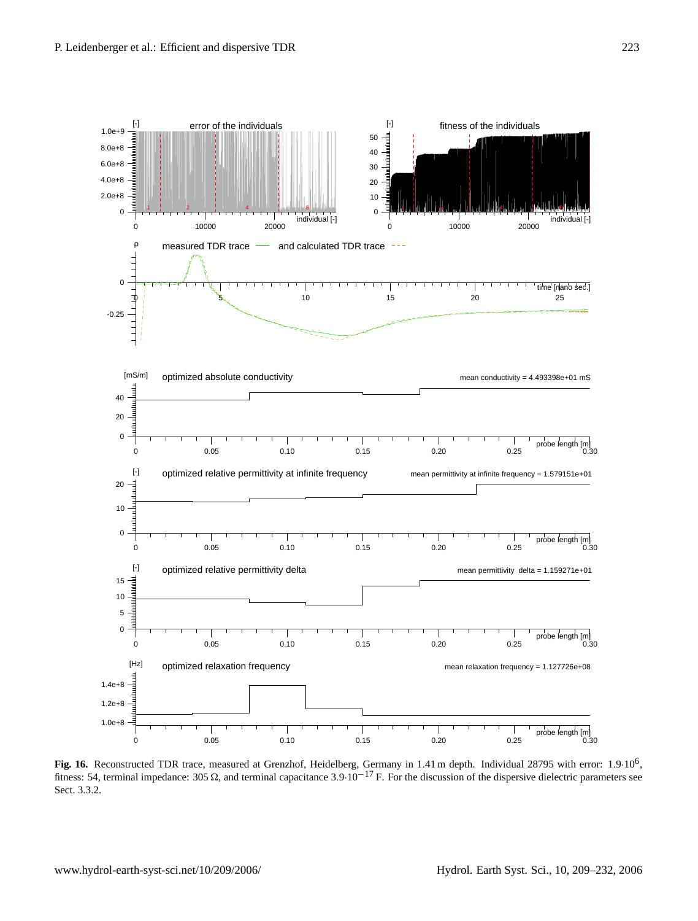**Fig. 16.** Reconstructed TDR trace, measured at Grenzhof, Heidelberg, Germany in 1.41 m depth. Individual 28795 with error: $1.9{\cdot}10^6$, fitness: 54, terminal impedance: 305 Ω, and terminal capacitance $3.9{\cdot}10^{-17}$ F. For the discussion of the dispersive dielectric parameters see Sect. 3.3.2.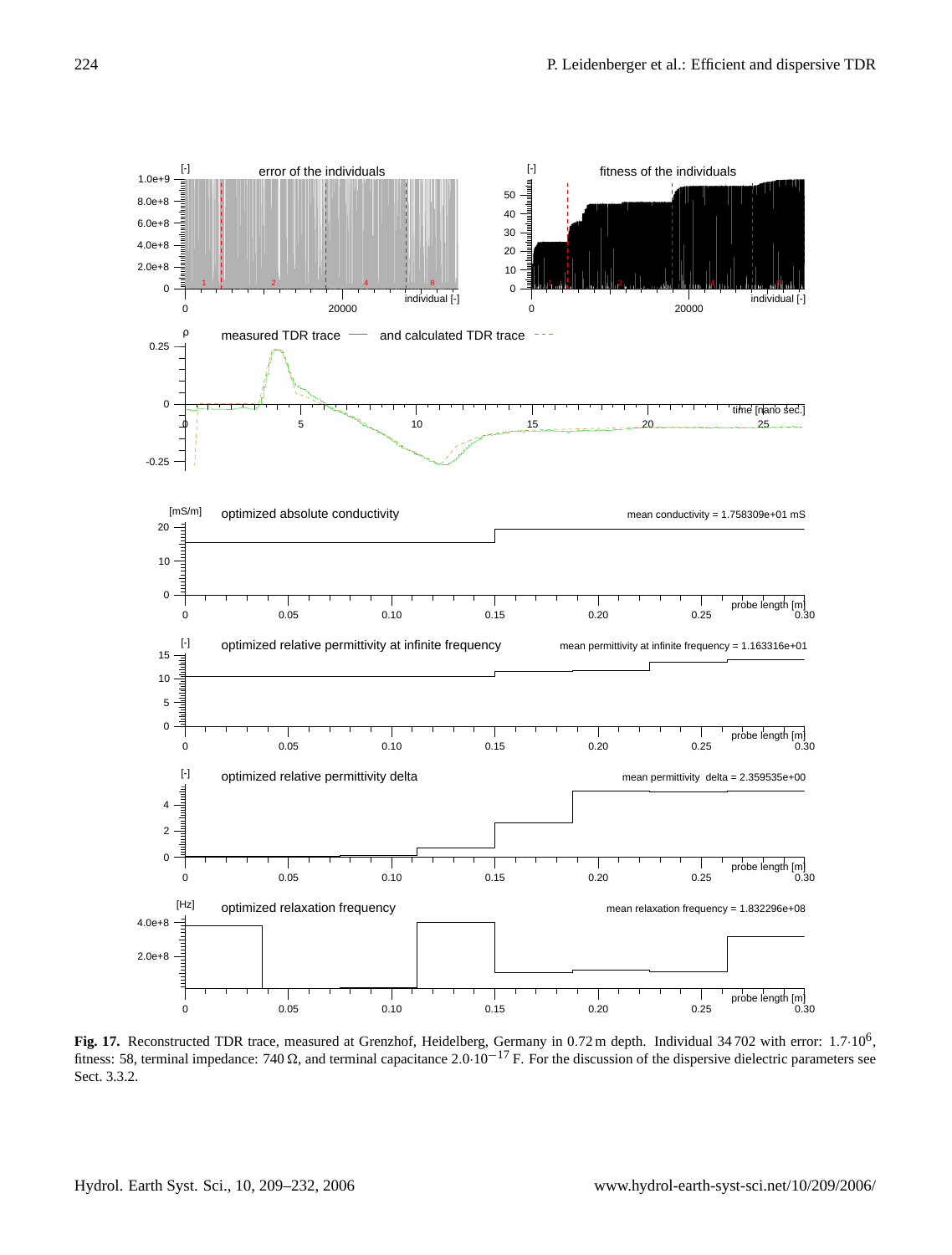**Fig. 17.** Reconstructed TDR trace, measured at Grenzhof, Heidelberg, Germany in 0.72 m depth. Individual 34 702 with error: $1.7 \cdot 10^6$, fitness: 58, terminal impedance: 740 Ω, and terminal capacitance $2.0 \cdot 10^{-17}$ F. For the discussion of the dispersive dielectric parameters see Sect. 3.3.2.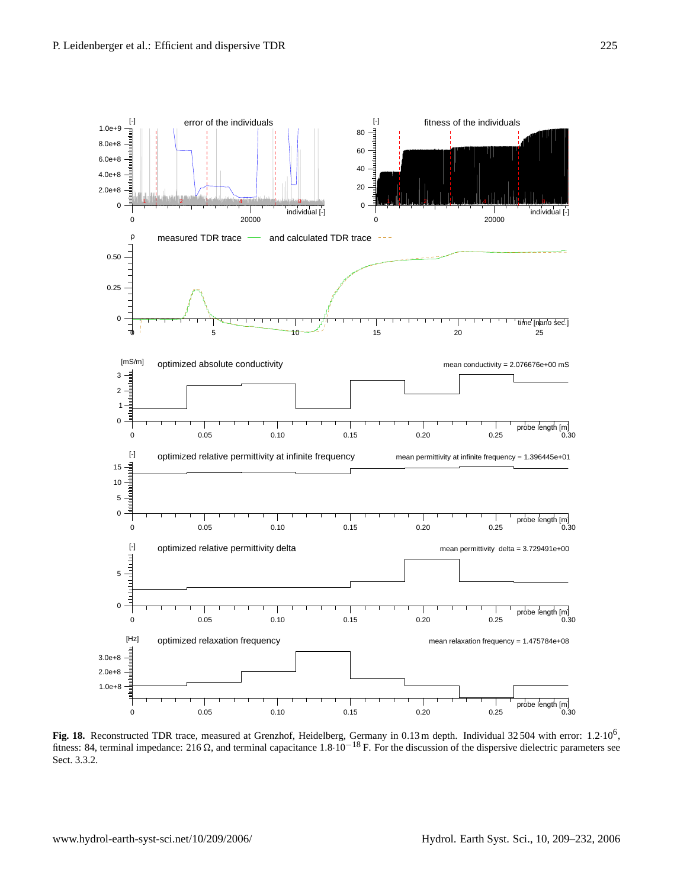**Fig. 18.** Reconstructed TDR trace, measured at Grenzhof, Heidelberg, Germany in 0.13 m depth. Individual 32 504 with error: $1.2{\cdot}10^6$, fitness: 84, terminal impedance: 216 Ω, and terminal capacitance $1.8{\cdot}10^{-18}$ F. For the discussion of the dispersive dielectric parameters see Sect. 3.3.2.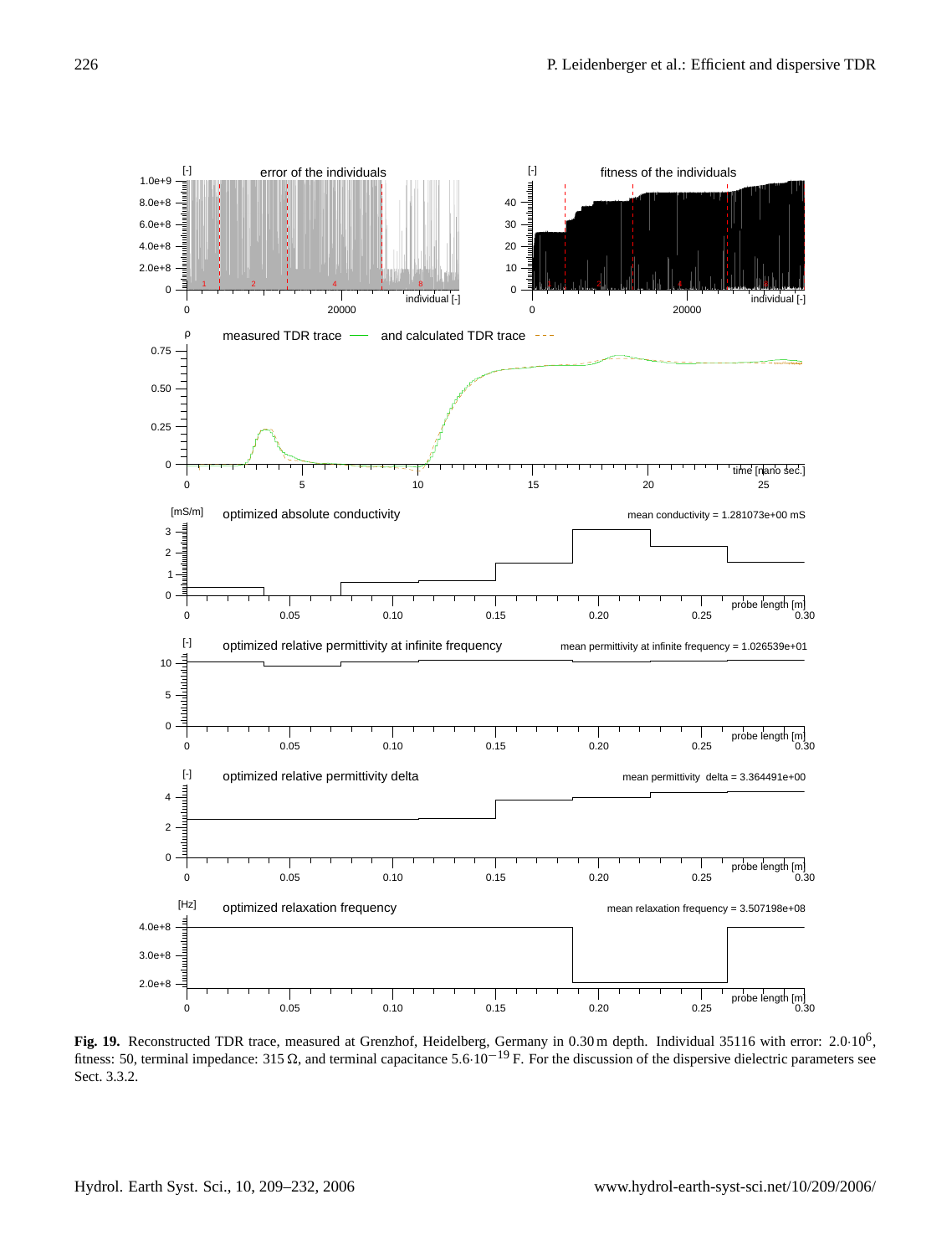**Fig. 19.** Reconstructed TDR trace, measured at Grenzhof, Heidelberg, Germany in 0.30 m depth. Individual 35116 with error: $2.0 \cdot 10^6$, fitness: 50, terminal impedance: 315 Ω, and terminal capacitance $5.6 \cdot 10^{-19}$ F. For the discussion of the dispersive dielectric parameters see Sect. 3.3.2.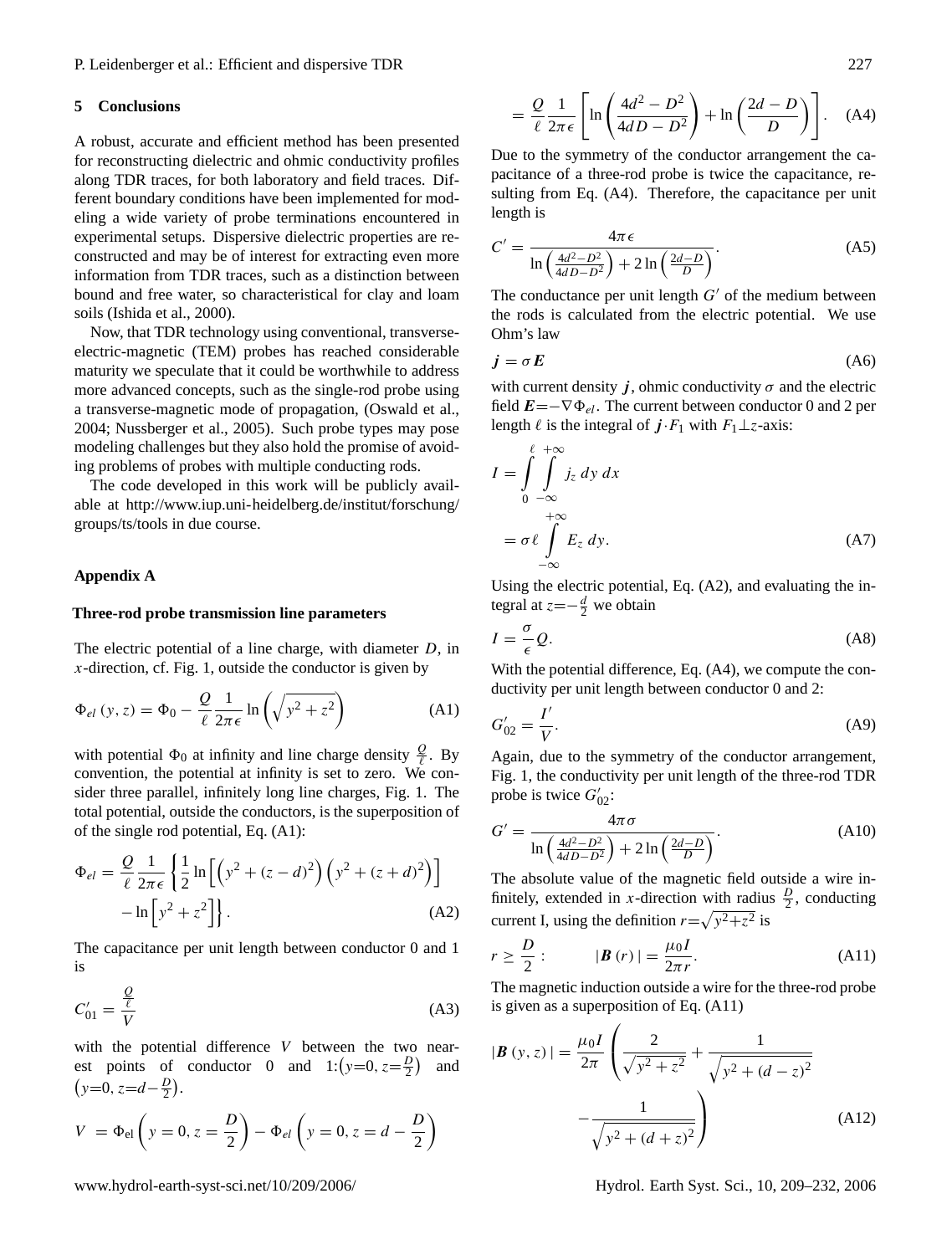## 5 Conclusions

A robust, accurate and efficient method has been presented for reconstructing dielectric and ohmic conductivity profiles along TDR traces, for both laboratory and field traces. Different boundary conditions have been implemented for modeling a wide variety of probe terminations encountered in experimental setups. Dispersive dielectric properties are reconstructed and may be of interest for extracting even more information from TDR traces, such as a distinction between bound and free water, so characteristical for clay and loam soils (Ishida et al., 2000).

Now, that TDR technology using conventional, transverse-electric-magnetic (TEM) probes has reached considerable maturity we speculate that it could be worthwhile to address more advanced concepts, such as the single-rod probe using a transverse-magnetic mode of propagation, (Oswald et al., 2004; Nussberger et al., 2005). Such probe types may pose modeling challenges but they also hold the promise of avoiding problems of probes with multiple conducting rods.

The code developed in this work will be publicly available at http://www.iup.uni-heidelberg.de/institut/forschung/groups/ts/tools in due course.

## Appendix A

### Three-rod probe transmission line parameters

The electric potential of a line charge, with diameter $D$, in $x$-direction, cf. Fig. 1, outside the conductor is given by

$$\Phi_{el}(y,z) = \Phi_0 - \frac{Q}{\ell}\frac{1}{2\pi\epsilon}\ln\left(\sqrt{y^2+z^2}\right) \tag{A1}$$

with potential $\Phi_0$ at infinity and line charge density $\frac{Q}{\ell}$. By convention, the potential at infinity is set to zero. We consider three parallel, infinitely long line charges, Fig. 1. The total potential, outside the conductors, is the superposition of of the single rod potential, Eq. (A1):

$$\Phi_{el} = \frac{Q}{\ell}\frac{1}{2\pi\epsilon}\left\{\frac{1}{2}\ln\left[\left(y^2+(z-d)^2\right)\left(y^2+(z+d)^2\right)\right] - \ln\left[y^2+z^2\right]\right\}. \tag{A2}$$

The capacitance per unit length between conductor 0 and 1 is

$$C'_{01} = \frac{\frac{Q}{\ell}}{V} \tag{A3}$$

with the potential difference $V$ between the two nearest points of conductor 0 and 1: $\left(y=0, z=\frac{D}{2}\right)$ and $\left(y=0, z=d-\frac{D}{2}\right)$.

$$\begin{aligned} V &= \Phi_{el}\left(y=0, z=\frac{D}{2}\right) - \Phi_{el}\left(y=0, z=d-\frac{D}{2}\right) \\ &= \frac{Q}{\ell}\frac{1}{2\pi\epsilon}\left[\ln\left(\frac{4d^2-D^2}{4dD-D^2}\right) + \ln\left(\frac{2d-D}{D}\right)\right]. \end{aligned} \tag{A4}$$

Due to the symmetry of the conductor arrangement the capacitance of a three-rod probe is twice the capacitance, resulting from Eq. (A4). Therefore, the capacitance per unit length is

$$C' = \frac{4\pi\epsilon}{\ln\left(\frac{4d^2-D^2}{4dD-D^2}\right) + 2\ln\left(\frac{2d-D}{D}\right)}. \tag{A5}$$

The conductance per unit length $G'$ of the medium between the rods is calculated from the electric potential. We use Ohm's law

$$\boldsymbol{j} = \sigma\boldsymbol{E} \tag{A6}$$

with current density $\boldsymbol{j}$, ohmic conductivity $\sigma$ and the electric field $\boldsymbol{E}=-\nabla\Phi_{el}$. The current between conductor 0 and 2 per length $\ell$ is the integral of $\boldsymbol{j}\cdot F_1$ with $F_1 \perp z$-axis:

$$\begin{aligned} I &= \int_0^{\ell}\int_{-\infty}^{+\infty} j_z\, dy\, dx \\ &= \sigma\ell\int_{-\infty}^{+\infty} E_z\, dy. \end{aligned} \tag{A7}$$

Using the electric potential, Eq. (A2), and evaluating the integral at $z=-\frac{d}{2}$ we obtain

$$I = \frac{\sigma}{\epsilon}Q. \tag{A8}$$

With the potential difference, Eq. (A4), we compute the conductivity per unit length between conductor 0 and 2:

$$G'_{02} = \frac{I'}{V}. \tag{A9}$$

Again, due to the symmetry of the conductor arrangement, Fig. 1, the conductivity per unit length of the three-rod TDR probe is twice $G'_{02}$:

$$G' = \frac{4\pi\sigma}{\ln\left(\frac{4d^2-D^2}{4dD-D^2}\right) + 2\ln\left(\frac{2d-D}{D}\right)}. \tag{A10}$$

The absolute value of the magnetic field outside a wire infinitely, extended in $x$-direction with radius $\frac{D}{2}$, conducting current I, using the definition $r=\sqrt{y^2+z^2}$ is

$$r \geq \frac{D}{2}: \qquad |\boldsymbol{B}(r)| = \frac{\mu_0 I}{2\pi r}. \tag{A11}$$

The magnetic induction outside a wire for the three-rod probe is given as a superposition of Eq. (A11)

$$|\boldsymbol{B}(y,z)| = \frac{\mu_0 I}{2\pi}\left(\frac{2}{\sqrt{y^2+z^2}} + \frac{1}{\sqrt{y^2+(d-z)^2}} - \frac{1}{\sqrt{y^2+(d+z)^2}}\right) \tag{A12}$$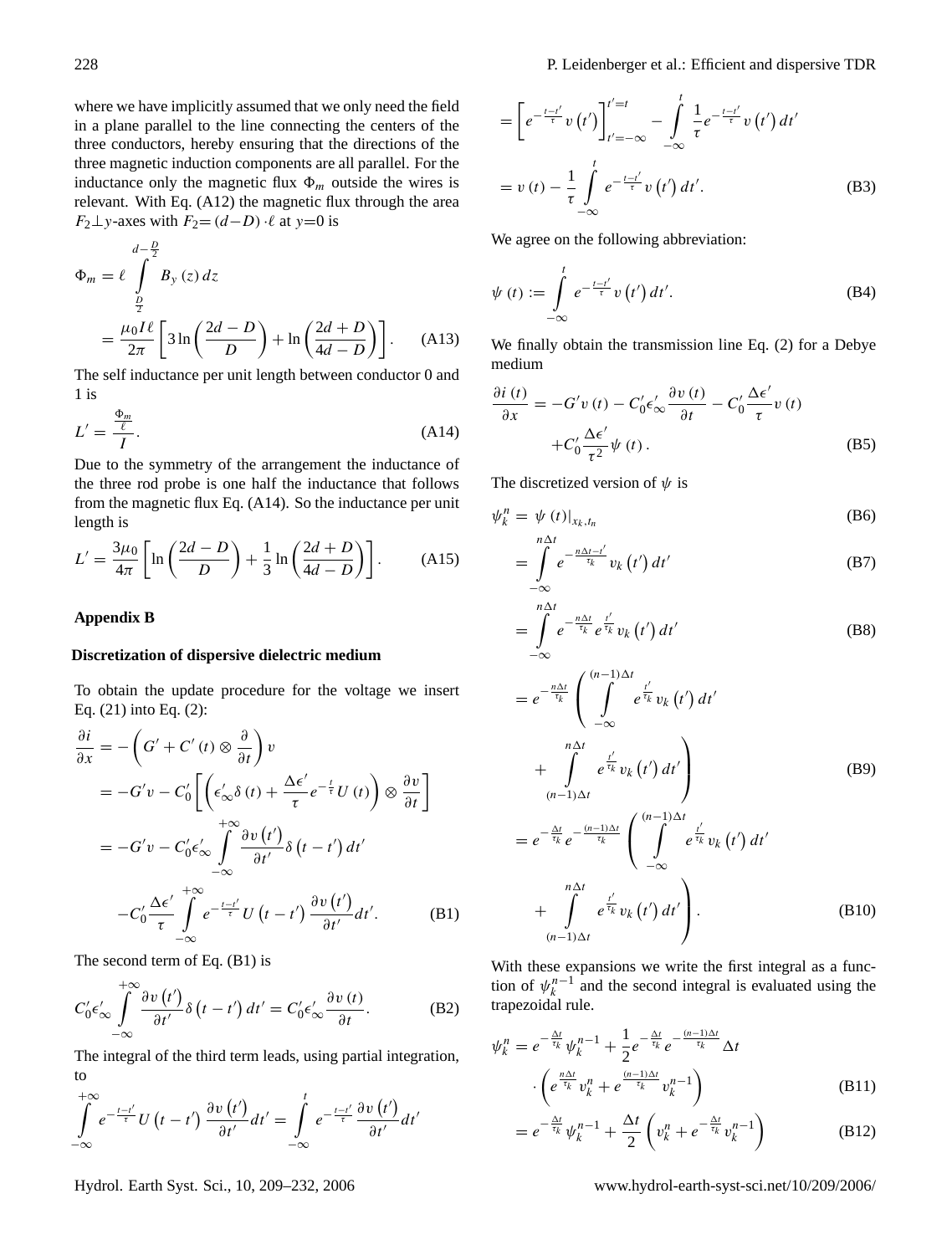where we have implicitly assumed that we only need the field in a plane parallel to the line connecting the centers of the three conductors, hereby ensuring that the directions of the three magnetic induction components are all parallel. For the inductance only the magnetic flux $\Phi_m$ outside the wires is relevant. With Eq. (A12) the magnetic flux through the area $F_2 \perp y$-axes with $F_2 = (d - D) \cdot \ell$ at $y=0$ is

$$\Phi_m = \ell \int_{\frac{D}{2}}^{d-\frac{D}{2}} B_y(z)\, dz$$
$$= \frac{\mu_0 I \ell}{2\pi} \left[ 3 \ln\left(\frac{2d - D}{D}\right) + \ln\left(\frac{2d + D}{4d - D}\right) \right]. \quad \text{(A13)}$$

The self inductance per unit length between conductor 0 and 1 is

$$L' = \frac{\frac{\Phi_m}{\ell}}{I}. \quad \text{(A14)}$$

Due to the symmetry of the arrangement the inductance of the three rod probe is one half the inductance that follows from the magnetic flux Eq. (A14). So the inductance per unit length is

$$L' = \frac{3\mu_0}{4\pi} \left[ \ln\left(\frac{2d - D}{D}\right) + \frac{1}{3} \ln\left(\frac{2d + D}{4d - D}\right) \right]. \quad \text{(A15)}$$

## Appendix B

### Discretization of dispersive dielectric medium

To obtain the update procedure for the voltage we insert Eq. (21) into Eq. (2):

$$\frac{\partial i}{\partial x} = -\left( G' + C'(t) \otimes \frac{\partial}{\partial t} \right) v$$
$$= -G'v - C'_0 \left[ \left( \epsilon'_\infty \delta(t) + \frac{\Delta\epsilon'}{\tau} e^{-\frac{t}{\tau}} U(t) \right) \otimes \frac{\partial v}{\partial t} \right]$$
$$= -G'v - C'_0 \epsilon'_\infty \int_{-\infty}^{+\infty} \frac{\partial v(t')}{\partial t'} \delta(t - t')\, dt'$$
$$-C'_0 \frac{\Delta\epsilon'}{\tau} \int_{-\infty}^{+\infty} e^{-\frac{t-t'}{\tau}} U(t - t') \frac{\partial v(t')}{\partial t'} dt'. \quad \text{(B1)}$$

The second term of Eq. (B1) is

$$C'_0 \epsilon'_\infty \int_{-\infty}^{+\infty} \frac{\partial v(t')}{\partial t'} \delta(t - t')\, dt' = C'_0 \epsilon'_\infty \frac{\partial v(t)}{\partial t}. \quad \text{(B2)}$$

The integral of the third term leads, using partial integration, to

$$\int_{-\infty}^{+\infty} e^{-\frac{t-t'}{\tau}} U(t - t') \frac{\partial v(t')}{\partial t'} dt' = \int_{-\infty}^{t} e^{-\frac{t-t'}{\tau}} \frac{\partial v(t')}{\partial t'} dt'$$
$$= \left[ e^{-\frac{t-t'}{\tau}} v(t') \right]_{t'=-\infty}^{t'=t} - \int_{-\infty}^{t} \frac{1}{\tau} e^{-\frac{t-t'}{\tau}} v(t')\, dt'$$
$$= v(t) - \frac{1}{\tau} \int_{-\infty}^{t} e^{-\frac{t-t'}{\tau}} v(t')\, dt'. \quad \text{(B3)}$$

We agree on the following abbreviation:

$$\psi(t) := \int_{-\infty}^{t} e^{-\frac{t-t'}{\tau}} v(t')\, dt'. \quad \text{(B4)}$$

We finally obtain the transmission line Eq. (2) for a Debye medium

$$\frac{\partial i(t)}{\partial x} = -G'v(t) - C'_0 \epsilon'_\infty \frac{\partial v(t)}{\partial t} - C'_0 \frac{\Delta\epsilon'}{\tau} v(t)$$
$$+ C'_0 \frac{\Delta\epsilon'}{\tau^2} \psi(t). \quad \text{(B5)}$$

The discretized version of $\psi$ is

$$\psi_k^n = \psi(t)|_{x_k, t_n} \quad \text{(B6)}$$
$$= \int_{-\infty}^{n\Delta t} e^{-\frac{n\Delta t - t'}{\tau_k}} v_k(t')\, dt' \quad \text{(B7)}$$
$$= \int_{-\infty}^{n\Delta t} e^{-\frac{n\Delta t}{\tau_k}} e^{\frac{t'}{\tau_k}} v_k(t')\, dt' \quad \text{(B8)}$$
$$= e^{-\frac{n\Delta t}{\tau_k}} \left( \int_{-\infty}^{(n-1)\Delta t} e^{\frac{t'}{\tau_k}} v_k(t')\, dt' + \int_{(n-1)\Delta t}^{n\Delta t} e^{\frac{t'}{\tau_k}} v_k(t')\, dt' \right) \quad \text{(B9)}$$
$$= e^{-\frac{\Delta t}{\tau_k}} e^{-\frac{(n-1)\Delta t}{\tau_k}} \left( \int_{-\infty}^{(n-1)\Delta t} e^{\frac{t'}{\tau_k}} v_k(t')\, dt' + \int_{(n-1)\Delta t}^{n\Delta t} e^{\frac{t'}{\tau_k}} v_k(t')\, dt' \right). \quad \text{(B10)}$$

With these expansions we write the first integral as a function of $\psi_k^{n-1}$ and the second integral is evaluated using the trapezoidal rule.

$$\psi_k^n = e^{-\frac{\Delta t}{\tau_k}} \psi_k^{n-1} + \frac{1}{2} e^{-\frac{\Delta t}{\tau_k}} e^{-\frac{(n-1)\Delta t}{\tau_k}} \Delta t$$
$$\cdot \left( e^{\frac{n\Delta t}{\tau_k}} v_k^n + e^{\frac{(n-1)\Delta t}{\tau_k}} v_k^{n-1} \right) \quad \text{(B11)}$$
$$= e^{-\frac{\Delta t}{\tau_k}} \psi_k^{n-1} + \frac{\Delta t}{2} \left( v_k^n + e^{-\frac{\Delta t}{\tau_k}} v_k^{n-1} \right) \quad \text{(B12)}$$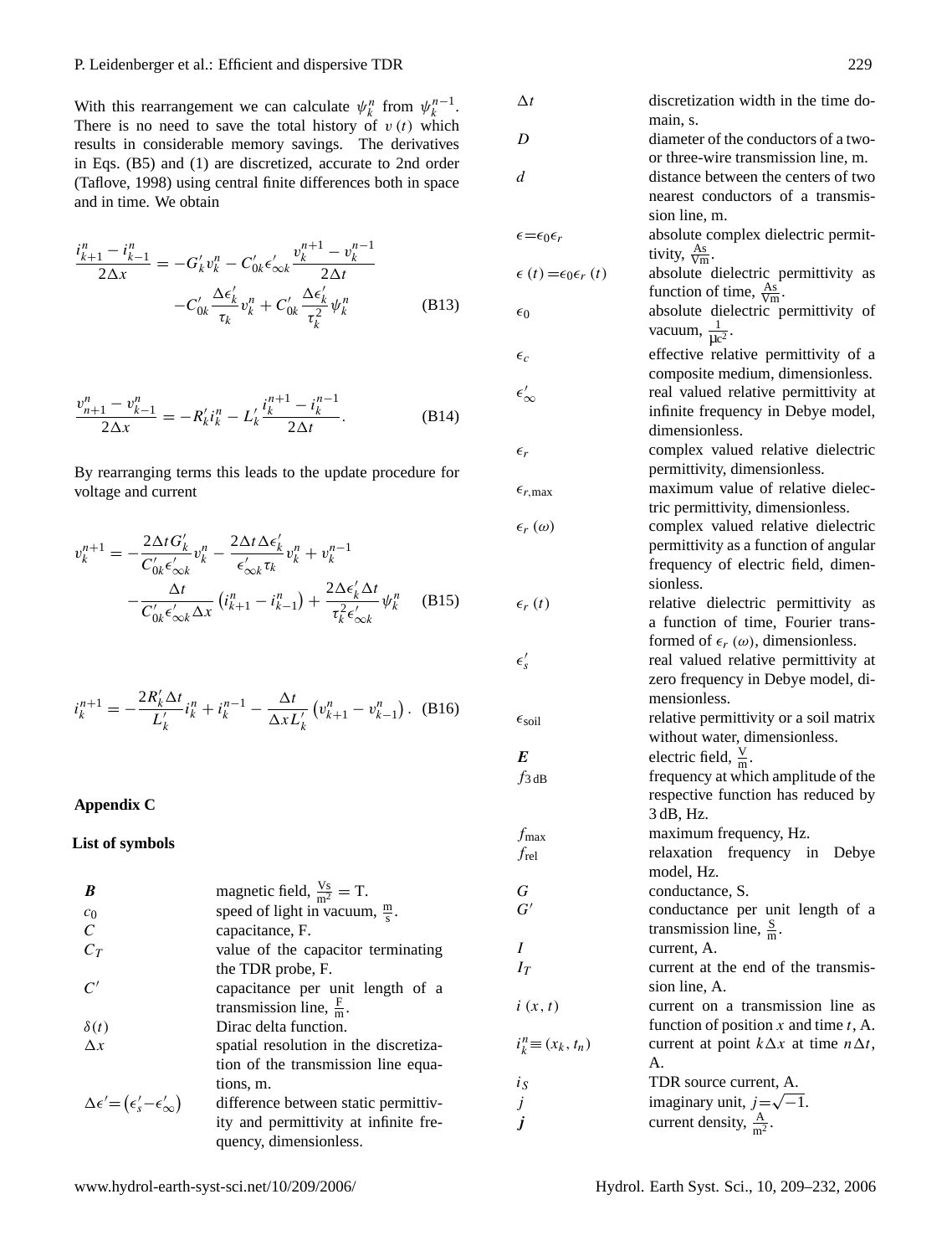With this rearrangement we can calculate $\psi_k^n$ from $\psi_k^{n-1}$. There is no need to save the total history of $v(t)$ which results in considerable memory savings. The derivatives in Eqs. (B5) and (1) are discretized, accurate to 2nd order (Taflove, 1998) using central finite differences both in space and in time. We obtain

$$\frac{i_{k+1}^n - i_{k-1}^n}{2\Delta x} = -G_k' v_k^n - C_{0k}' \epsilon_{\infty k}' \frac{v_k^{n+1} - v_k^{n-1}}{2\Delta t} - C_{0k}' \frac{\Delta\epsilon_k'}{\tau_k} v_k^n + C_{0k}' \frac{\Delta\epsilon_k'}{\tau_k^2} \psi_k^n \tag{B13}$$

$$\frac{v_{k+1}^n - v_{k-1}^n}{2\Delta x} = -R_k' i_k^n - L_k' \frac{i_k^{n+1} - i_k^{n-1}}{2\Delta t}. \tag{B14}$$

By rearranging terms this leads to the update procedure for voltage and current

$$v_k^{n+1} = -\frac{2\Delta t G_k'}{C_{0k}' \epsilon_{\infty k}'} v_k^n - \frac{2\Delta t \Delta\epsilon_k'}{\epsilon_{\infty k}' \tau_k} v_k^n + v_k^{n-1} - \frac{\Delta t}{C_{0k}' \epsilon_{\infty k}' \Delta x} \left(i_{k+1}^n - i_{k-1}^n\right) + \frac{2\Delta\epsilon_k' \Delta t}{\tau_k^2 \epsilon_{\infty k}'} \psi_k^n \tag{B15}$$

$$i_k^{n+1} = -\frac{2R_k' \Delta t}{L_k'} i_k^n + i_k^{n-1} - \frac{\Delta t}{\Delta x L_k'} \left(v_{k+1}^n - v_{k-1}^n\right). \tag{B16}$$

## Appendix C

### List of symbols

| Symbol | Description |
|---|---|
| $\boldsymbol{B}$ | magnetic field, $\frac{\mathrm{Vs}}{\mathrm{m}^2} = \mathrm{T}$. |
| $c_0$ | speed of light in vacuum, $\frac{\mathrm{m}}{\mathrm{s}}$. |
| $C$ | capacitance, F. |
| $C_T$ | value of the capacitor terminating the TDR probe, F. |
| $C'$ | capacitance per unit length of a transmission line, $\frac{\mathrm{F}}{\mathrm{m}}$. |
| $\delta(t)$ | Dirac delta function. |
| $\Delta x$ | spatial resolution in the discretization of the transmission line equations, m. |
| $\Delta\epsilon' = \left(\epsilon_s' - \epsilon_\infty'\right)$ | difference between static permittivity and permittivity at infinite frequency, dimensionless. |
| $\Delta t$ | discretization width in the time domain, s. |
| $D$ | diameter of the conductors of a two- or three-wire transmission line, m. |
| $d$ | distance between the centers of two nearest conductors of a transmission line, m. |
| $\epsilon = \epsilon_0 \epsilon_r$ | absolute complex dielectric permittivity, $\frac{\mathrm{As}}{\mathrm{Vm}}$. |
| $\epsilon(t) = \epsilon_0 \epsilon_r(t)$ | absolute dielectric permittivity as function of time, $\frac{\mathrm{As}}{\mathrm{Vm}}$. |
| $\epsilon_0$ | absolute dielectric permittivity of vacuum, $\frac{1}{\mu c^2}$. |
| $\epsilon_c$ | effective relative permittivity of a composite medium, dimensionless. |
| $\epsilon_\infty'$ | real valued relative permittivity at infinite frequency in Debye model, dimensionless. |
| $\epsilon_r$ | complex valued relative dielectric permittivity, dimensionless. |
| $\epsilon_{r,\max}$ | maximum value of relative dielectric permittivity, dimensionless. |
| $\epsilon_r(\omega)$ | complex valued relative dielectric permittivity as a function of angular frequency of electric field, dimensionless. |
| $\epsilon_r(t)$ | relative dielectric permittivity as a function of time, Fourier transformed of $\epsilon_r(\omega)$, dimensionless. |
| $\epsilon_s'$ | real valued relative permittivity at zero frequency in Debye model, dimensionless. |
| $\epsilon_{\mathrm{soil}}$ | relative permittivity or a soil matrix without water, dimensionless. |
| $\boldsymbol{E}$ | electric field, $\frac{\mathrm{V}}{\mathrm{m}}$. |
| $f_{3\,\mathrm{dB}}$ | frequency at which amplitude of the respective function has reduced by 3 dB, Hz. |
| $f_{\max}$ | maximum frequency, Hz. |
| $f_{\mathrm{rel}}$ | relaxation frequency in Debye model, Hz. |
| $G$ | conductance, S. |
| $G'$ | conductance per unit length of a transmission line, $\frac{\mathrm{S}}{\mathrm{m}}$. |
| $I$ | current, A. |
| $I_T$ | current at the end of the transmission line, A. |
| $i(x,t)$ | current on a transmission line as function of position $x$ and time $t$, A. |
| $i_k^n \equiv (x_k, t_n)$ | current at point $k\Delta x$ at time $n\Delta t$, A. |
| $i_S$ | TDR source current, A. |
| $j$ | imaginary unit, $j = \sqrt{-1}$. |
| $\boldsymbol{j}$ | current density, $\frac{\mathrm{A}}{\mathrm{m}^2}$. |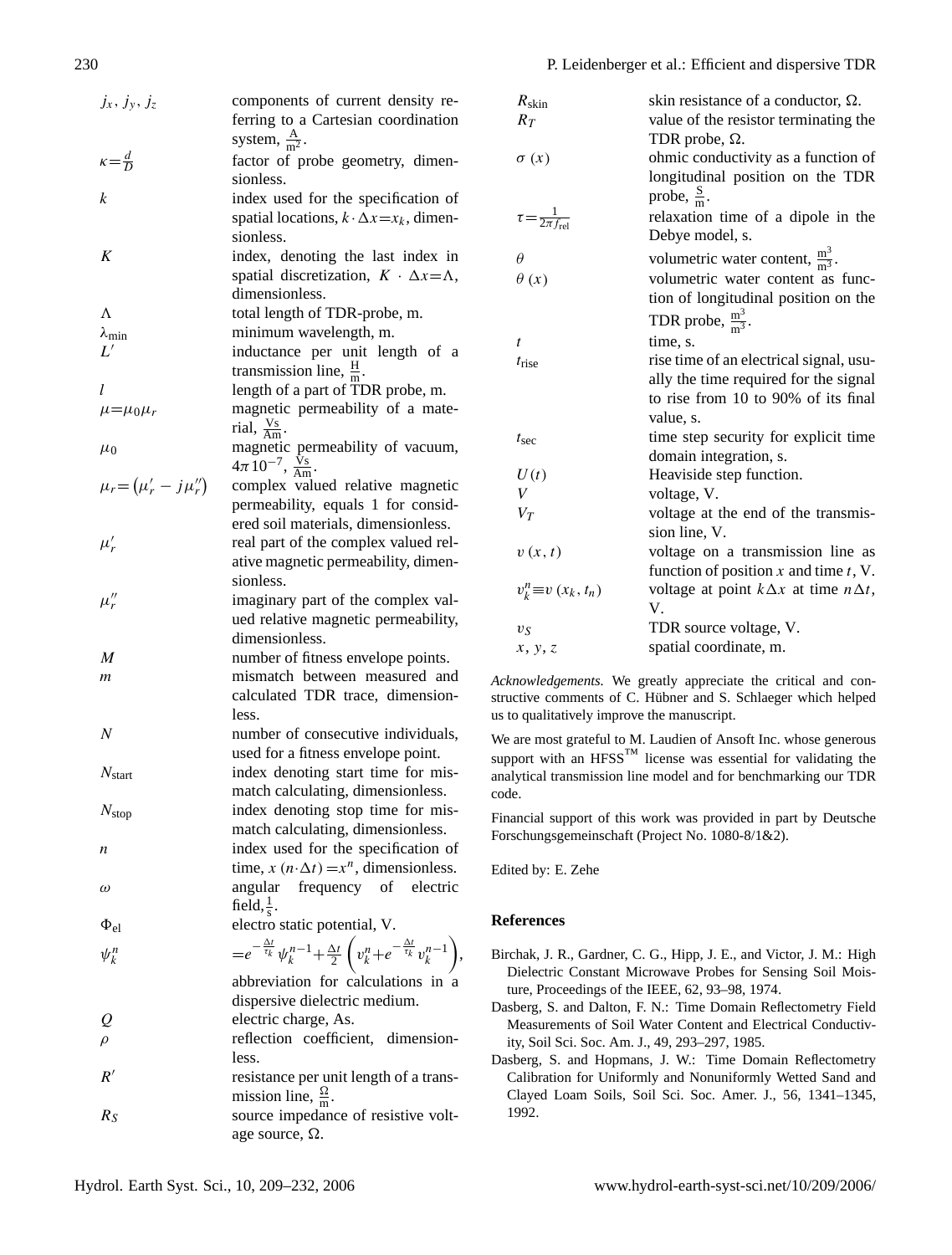| | |
|---|---|
| $j_x$, $j_y$, $j_z$ | components of current density referring to a Cartesian coordination system, $\frac{\mathrm{A}}{\mathrm{m}^2}$. |
| $\kappa = \frac{d}{D}$ | factor of probe geometry, dimensionless. |
| $k$ | index used for the specification of spatial locations, $k \cdot \Delta x = x_k$, dimensionless. |
| $K$ | index, denoting the last index in spatial discretization, $K \cdot \Delta x = \Lambda$, dimensionless. |
| $\Lambda$ | total length of TDR-probe, m. |
| $\lambda_{\mathrm{min}}$ | minimum wavelength, m. |
| $L'$ | inductance per unit length of a transmission line, $\frac{\mathrm{H}}{\mathrm{m}}$. |
| $l$ | length of a part of TDR probe, m. |
| $\mu = \mu_0 \mu_r$ | magnetic permeability of a material, $\frac{\mathrm{Vs}}{\mathrm{Am}}$. |
| $\mu_0$ | magnetic permeability of vacuum, $4\pi 10^{-7}$, $\frac{\mathrm{Vs}}{\mathrm{Am}}$. |
| $\mu_r = \left(\mu_r' - j\mu_r''\right)$ | complex valued relative magnetic permeability, equals 1 for considered soil materials, dimensionless. |
| $\mu_r'$ | real part of the complex valued relative magnetic permeability, dimensionless. |
| $\mu_r''$ | imaginary part of the complex valued relative magnetic permeability, dimensionless. |
| $M$ | number of fitness envelope points. |
| $m$ | mismatch between measured and calculated TDR trace, dimensionless. |
| $N$ | number of consecutive individuals, used for a fitness envelope point. |
| $N_{\mathrm{start}}$ | index denoting start time for mismatch calculating, dimensionless. |
| $N_{\mathrm{stop}}$ | index denoting stop time for mismatch calculating, dimensionless. |
| $n$ | index used for the specification of time, $x\,(n \cdot \Delta t) = x^n$, dimensionless. |
| $\omega$ | angular frequency of electric field, $\frac{1}{\mathrm{s}}$. |
| $\Phi_{\mathrm{el}}$ | electro static potential, V. |
| $\psi_k^n$ | $= e^{-\frac{\Delta t}{\tau_k}} \psi_k^{n-1} + \frac{\Delta t}{2} \left( v_k^n + e^{-\frac{\Delta t}{\tau_k}} v_k^{n-1} \right)$, abbreviation for calculations in a dispersive dielectric medium. |
| $Q$ | electric charge, As. |
| $\rho$ | reflection coefficient, dimensionless. |
| $R'$ | resistance per unit length of a transmission line, $\frac{\Omega}{\mathrm{m}}$. |
| $R_S$ | source impedance of resistive voltage source, $\Omega$. |
| $R_{\mathrm{skin}}$ | skin resistance of a conductor, $\Omega$. |
| $R_T$ | value of the resistor terminating the TDR probe, $\Omega$. |
| $\sigma\,(x)$ | ohmic conductivity as a function of longitudinal position on the TDR probe, $\frac{\mathrm{S}}{\mathrm{m}}$. |
| $\tau = \frac{1}{2\pi f_{\mathrm{rel}}}$ | relaxation time of a dipole in the Debye model, s. |
| $\theta$ | volumetric water content, $\frac{\mathrm{m}^3}{\mathrm{m}^3}$. |
| $\theta\,(x)$ | volumetric water content as function of longitudinal position on the TDR probe, $\frac{\mathrm{m}^3}{\mathrm{m}^3}$. |
| $t$ | time, s. |
| $t_{\mathrm{rise}}$ | rise time of an electrical signal, usually the time required for the signal to rise from 10 to 90% of its final value, s. |
| $t_{\mathrm{sec}}$ | time step security for explicit time domain integration, s. |
| $U(t)$ | Heaviside step function. |
| $V$ | voltage, V. |
| $V_T$ | voltage at the end of the transmission line, V. |
| $v\,(x, t)$ | voltage on a transmission line as function of position $x$ and time $t$, V. |
| $v_k^n \equiv v\,(x_k, t_n)$ | voltage at point $k\Delta x$ at time $n\Delta t$, V. |
| $v_S$ | TDR source voltage, V. |
| $x$, $y$, $z$ | spatial coordinate, m. |

*Acknowledgements.* We greatly appreciate the critical and constructive comments of C. Hübner and S. Schlaeger which helped us to qualitatively improve the manuscript.

We are most grateful to M. Laudien of Ansoft Inc. whose generous support with an HFSS™ license was essential for validating the analytical transmission line model and for benchmarking our TDR code.

Financial support of this work was provided in part by Deutsche Forschungsgemeinschaft (Project No. 1080-8/1&2).

Edited by: E. Zehe

## References

Birchak, J. R., Gardner, C. G., Hipp, J. E., and Victor, J. M.: High Dielectric Constant Microwave Probes for Sensing Soil Moisture, Proceedings of the IEEE, 62, 93–98, 1974.

Dasberg, S. and Dalton, F. N.: Time Domain Reflectometry Field Measurements of Soil Water Content and Electrical Conductivity, Soil Sci. Soc. Am. J., 49, 293–297, 1985.

Dasberg, S. and Hopmans, J. W.: Time Domain Reflectometry Calibration for Uniformly and Nonuniformly Wetted Sand and Clayed Loam Soils, Soil Sci. Soc. Amer. J., 56, 1341–1345, 1992.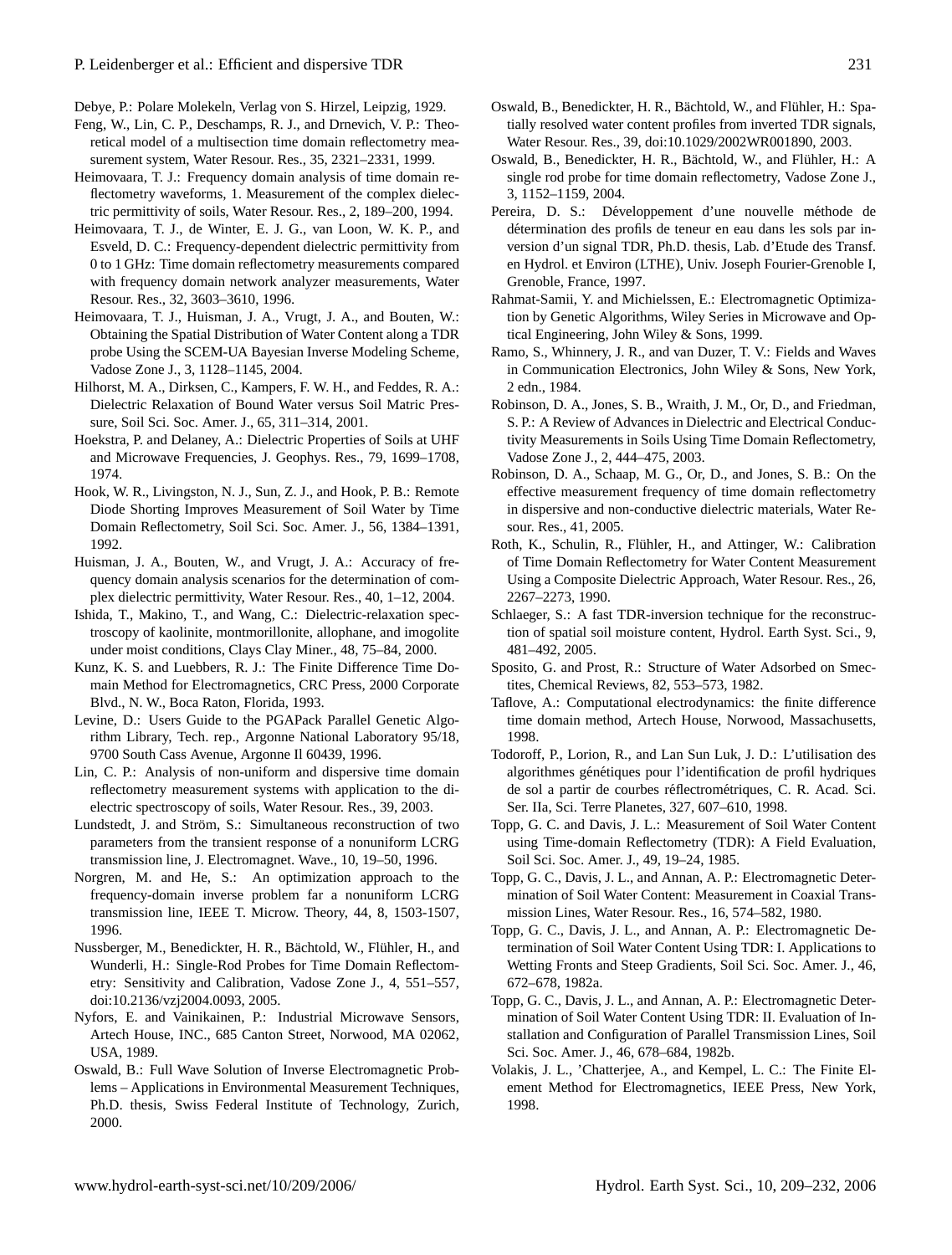Debye, P.: Polare Molekeln, Verlag von S. Hirzel, Leipzig, 1929.

Feng, W., Lin, C. P., Deschamps, R. J., and Drnevich, V. P.: Theoretical model of a multisection time domain reflectometry measurement system, Water Resour. Res., 35, 2321–2331, 1999.

Heimovaara, T. J.: Frequency domain analysis of time domain reflectometry waveforms, 1. Measurement of the complex dielectric permittivity of soils, Water Resour. Res., 2, 189–200, 1994.

Heimovaara, T. J., de Winter, E. J. G., van Loon, W. K. P., and Esveld, D. C.: Frequency-dependent dielectric permittivity from 0 to 1 GHz: Time domain reflectometry measurements compared with frequency domain network analyzer measurements, Water Resour. Res., 32, 3603–3610, 1996.

Heimovaara, T. J., Huisman, J. A., Vrugt, J. A., and Bouten, W.: Obtaining the Spatial Distribution of Water Content along a TDR probe Using the SCEM-UA Bayesian Inverse Modeling Scheme, Vadose Zone J., 3, 1128–1145, 2004.

Hilhorst, M. A., Dirksen, C., Kampers, F. W. H., and Feddes, R. A.: Dielectric Relaxation of Bound Water versus Soil Matric Pressure, Soil Sci. Soc. Amer. J., 65, 311–314, 2001.

Hoekstra, P. and Delaney, A.: Dielectric Properties of Soils at UHF and Microwave Frequencies, J. Geophys. Res., 79, 1699–1708, 1974.

Hook, W. R., Livingston, N. J., Sun, Z. J., and Hook, P. B.: Remote Diode Shorting Improves Measurement of Soil Water by Time Domain Reflectometry, Soil Sci. Soc. Amer. J., 56, 1384–1391, 1992.

Huisman, J. A., Bouten, W., and Vrugt, J. A.: Accuracy of frequency domain analysis scenarios for the determination of complex dielectric permittivity, Water Resour. Res., 40, 1–12, 2004.

Ishida, T., Makino, T., and Wang, C.: Dielectric-relaxation spectroscopy of kaolinite, montmorillonite, allophane, and imogolite under moist conditions, Clays Clay Miner., 48, 75–84, 2000.

Kunz, K. S. and Luebbers, R. J.: The Finite Difference Time Domain Method for Electromagnetics, CRC Press, 2000 Corporate Blvd., N. W., Boca Raton, Florida, 1993.

Levine, D.: Users Guide to the PGAPack Parallel Genetic Algorithm Library, Tech. rep., Argonne National Laboratory 95/18, 9700 South Cass Avenue, Argonne Il 60439, 1996.

Lin, C. P.: Analysis of non-uniform and dispersive time domain reflectometry measurement systems with application to the dielectric spectroscopy of soils, Water Resour. Res., 39, 2003.

Lundstedt, J. and Ström, S.: Simultaneous reconstruction of two parameters from the transient response of a nonuniform LCRG transmission line, J. Electromagnet. Wave., 10, 19–50, 1996.

Norgren, M. and He, S.: An optimization approach to the frequency-domain inverse problem far a nonuniform LCRG transmission line, IEEE T. Microw. Theory, 44, 8, 1503-1507, 1996.

Nussberger, M., Benedickter, H. R., Bächtold, W., Flühler, H., and Wunderli, H.: Single-Rod Probes for Time Domain Reflectometry: Sensitivity and Calibration, Vadose Zone J., 4, 551–557, doi:10.2136/vzj2004.0093, 2005.

Nyfors, E. and Vainikainen, P.: Industrial Microwave Sensors, Artech House, INC., 685 Canton Street, Norwood, MA 02062, USA, 1989.

Oswald, B.: Full Wave Solution of Inverse Electromagnetic Problems – Applications in Environmental Measurement Techniques, Ph.D. thesis, Swiss Federal Institute of Technology, Zurich, 2000.

Oswald, B., Benedickter, H. R., Bächtold, W., and Flühler, H.: Spatially resolved water content profiles from inverted TDR signals, Water Resour. Res., 39, doi:10.1029/2002WR001890, 2003.

Oswald, B., Benedickter, H. R., Bächtold, W., and Flühler, H.: A single rod probe for time domain reflectometry, Vadose Zone J., 3, 1152–1159, 2004.

Pereira, D. S.: Développement d'une nouvelle méthode de détermination des profils de teneur en eau dans les sols par inversion d'un signal TDR, Ph.D. thesis, Lab. d'Etude des Transf. en Hydrol. et Environ (LTHE), Univ. Joseph Fourier-Grenoble I, Grenoble, France, 1997.

Rahmat-Samii, Y. and Michielssen, E.: Electromagnetic Optimization by Genetic Algorithms, Wiley Series in Microwave and Optical Engineering, John Wiley & Sons, 1999.

Ramo, S., Whinnery, J. R., and van Duzer, T. V.: Fields and Waves in Communication Electronics, John Wiley & Sons, New York, 2 edn., 1984.

Robinson, D. A., Jones, S. B., Wraith, J. M., Or, D., and Friedman, S. P.: A Review of Advances in Dielectric and Electrical Conductivity Measurements in Soils Using Time Domain Reflectometry, Vadose Zone J., 2, 444–475, 2003.

Robinson, D. A., Schaap, M. G., Or, D., and Jones, S. B.: On the effective measurement frequency of time domain reflectometry in dispersive and non-conductive dielectric materials, Water Resour. Res., 41, 2005.

Roth, K., Schulin, R., Flühler, H., and Attinger, W.: Calibration of Time Domain Reflectometry for Water Content Measurement Using a Composite Dielectric Approach, Water Resour. Res., 26, 2267–2273, 1990.

Schlaeger, S.: A fast TDR-inversion technique for the reconstruction of spatial soil moisture content, Hydrol. Earth Syst. Sci., 9, 481–492, 2005.

Sposito, G. and Prost, R.: Structure of Water Adsorbed on Smectites, Chemical Reviews, 82, 553–573, 1982.

Taflove, A.: Computational electrodynamics: the finite difference time domain method, Artech House, Norwood, Massachusetts, 1998.

Todoroff, P., Lorion, R., and Lan Sun Luk, J. D.: L'utilisation des algorithmes génétiques pour l'identification de profil hydriques de sol a partir de courbes réflectrométriques, C. R. Acad. Sci. Ser. IIa, Sci. Terre Planetes, 327, 607–610, 1998.

Topp, G. C. and Davis, J. L.: Measurement of Soil Water Content using Time-domain Reflectometry (TDR): A Field Evaluation, Soil Sci. Soc. Amer. J., 49, 19–24, 1985.

Topp, G. C., Davis, J. L., and Annan, A. P.: Electromagnetic Determination of Soil Water Content: Measurement in Coaxial Transmission Lines, Water Resour. Res., 16, 574–582, 1980.

Topp, G. C., Davis, J. L., and Annan, A. P.: Electromagnetic Determination of Soil Water Content Using TDR: I. Applications to Wetting Fronts and Steep Gradients, Soil Sci. Soc. Amer. J., 46, 672–678, 1982a.

Topp, G. C., Davis, J. L., and Annan, A. P.: Electromagnetic Determination of Soil Water Content Using TDR: II. Evaluation of Installation and Configuration of Parallel Transmission Lines, Soil Sci. Soc. Amer. J., 46, 678–684, 1982b.

Volakis, J. L., 'Chatterjee, A., and Kempel, L. C.: The Finite Element Method for Electromagnetics, IEEE Press, New York, 1998.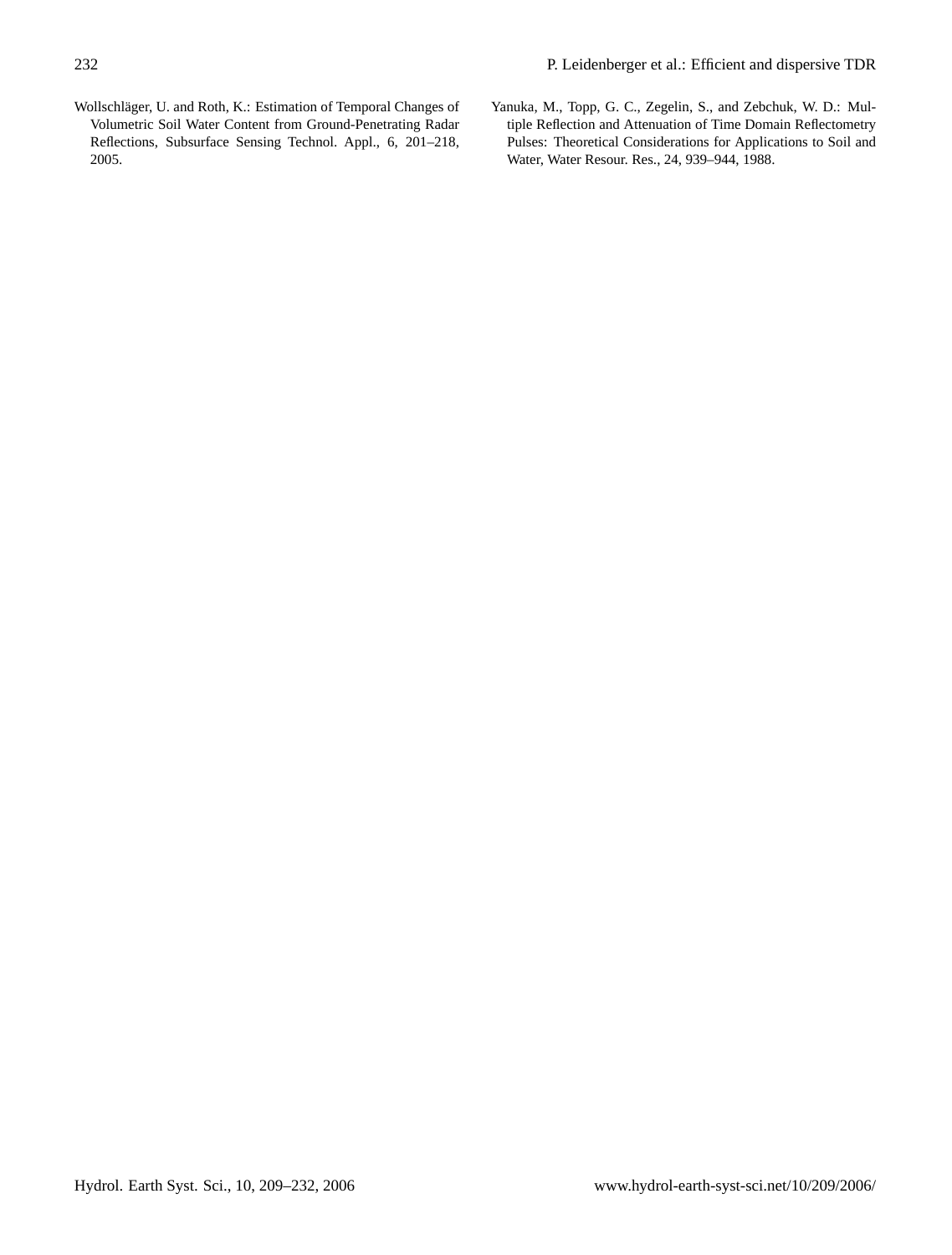Wollschläger, U. and Roth, K.: Estimation of Temporal Changes of Volumetric Soil Water Content from Ground-Penetrating Radar Reflections, Subsurface Sensing Technol. Appl., 6, 201–218, 2005.

Yanuka, M., Topp, G. C., Zegelin, S., and Zebchuk, W. D.: Multiple Reflection and Attenuation of Time Domain Reflectometry Pulses: Theoretical Considerations for Applications to Soil and Water, Water Resour. Res., 24, 939–944, 1988.